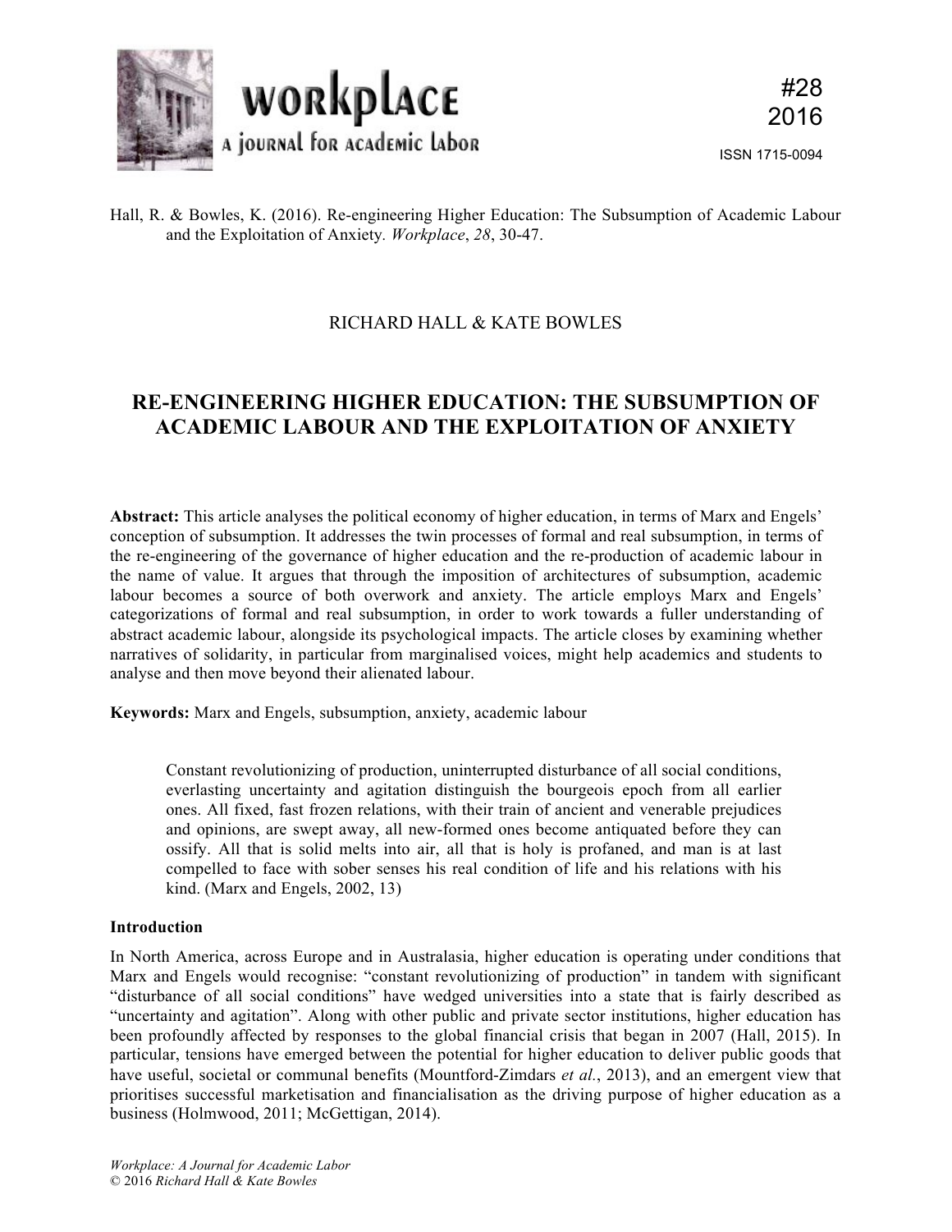Hall, R. & Bowles, K. (2016). Re-engineering Higher Education: The Subsumption of Academic Labour and the Exploitation of Anxiety. *Workplace*, *28*, 30-47.

RICHARD HALL & KATE BOWLES

# RE-ENGINEERING HIGHER EDUCATION: THE SUBSUMPTION OF ACADEMIC LABOUR AND THE EXPLOITATION OF ANXIETY

**Abstract:** This article analyses the political economy of higher education, in terms of Marx and Engels' conception of subsumption. It addresses the twin processes of formal and real subsumption, in terms of the re-engineering of the governance of higher education and the re-production of academic labour in the name of value. It argues that through the imposition of architectures of subsumption, academic labour becomes a source of both overwork and anxiety. The article employs Marx and Engels' categorizations of formal and real subsumption, in order to work towards a fuller understanding of abstract academic labour, alongside its psychological impacts. The article closes by examining whether narratives of solidarity, in particular from marginalised voices, might help academics and students to analyse and then move beyond their alienated labour.

**Keywords:** Marx and Engels, subsumption, anxiety, academic labour

> Constant revolutionizing of production, uninterrupted disturbance of all social conditions, everlasting uncertainty and agitation distinguish the bourgeois epoch from all earlier ones. All fixed, fast frozen relations, with their train of ancient and venerable prejudices and opinions, are swept away, all new-formed ones become antiquated before they can ossify. All that is solid melts into air, all that is holy is profaned, and man is at last compelled to face with sober senses his real condition of life and his relations with his kind. (Marx and Engels, 2002, 13)

## Introduction

In North America, across Europe and in Australasia, higher education is operating under conditions that Marx and Engels would recognise: "constant revolutionizing of production" in tandem with significant "disturbance of all social conditions" have wedged universities into a state that is fairly described as "uncertainty and agitation". Along with other public and private sector institutions, higher education has been profoundly affected by responses to the global financial crisis that began in 2007 (Hall, 2015). In particular, tensions have emerged between the potential for higher education to deliver public goods that have useful, societal or communal benefits (Mountford-Zimdars *et al.*, 2013), and an emergent view that prioritises successful marketisation and financialisation as the driving purpose of higher education as a business (Holmwood, 2011; McGettigan, 2014).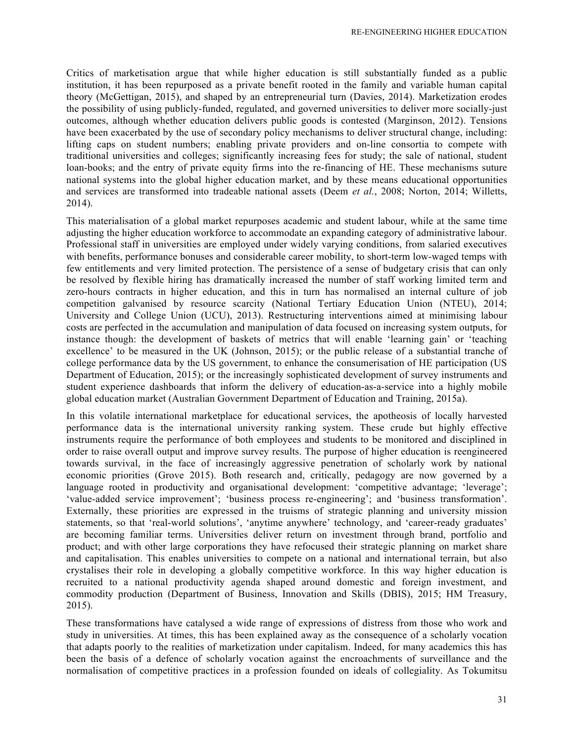Critics of marketisation argue that while higher education is still substantially funded as a public institution, it has been repurposed as a private benefit rooted in the family and variable human capital theory (McGettigan, 2015), and shaped by an entrepreneurial turn (Davies, 2014). Marketization erodes the possibility of using publicly-funded, regulated, and governed universities to deliver more socially-just outcomes, although whether education delivers public goods is contested (Marginson, 2012). Tensions have been exacerbated by the use of secondary policy mechanisms to deliver structural change, including: lifting caps on student numbers; enabling private providers and on-line consortia to compete with traditional universities and colleges; significantly increasing fees for study; the sale of national, student loan-books; and the entry of private equity firms into the re-financing of HE. These mechanisms suture national systems into the global higher education market, and by these means educational opportunities and services are transformed into tradeable national assets (Deem *et al.*, 2008; Norton, 2014; Willetts, 2014).

This materialisation of a global market repurposes academic and student labour, while at the same time adjusting the higher education workforce to accommodate an expanding category of administrative labour. Professional staff in universities are employed under widely varying conditions, from salaried executives with benefits, performance bonuses and considerable career mobility, to short-term low-waged temps with few entitlements and very limited protection. The persistence of a sense of budgetary crisis that can only be resolved by flexible hiring has dramatically increased the number of staff working limited term and zero-hours contracts in higher education, and this in turn has normalised an internal culture of job competition galvanised by resource scarcity (National Tertiary Education Union (NTEU), 2014; University and College Union (UCU), 2013). Restructuring interventions aimed at minimising labour costs are perfected in the accumulation and manipulation of data focused on increasing system outputs, for instance though: the development of baskets of metrics that will enable 'learning gain' or 'teaching excellence' to be measured in the UK (Johnson, 2015); or the public release of a substantial tranche of college performance data by the US government, to enhance the consumerisation of HE participation (US Department of Education, 2015); or the increasingly sophisticated development of survey instruments and student experience dashboards that inform the delivery of education-as-a-service into a highly mobile global education market (Australian Government Department of Education and Training, 2015a).

In this volatile international marketplace for educational services, the apotheosis of locally harvested performance data is the international university ranking system. These crude but highly effective instruments require the performance of both employees and students to be monitored and disciplined in order to raise overall output and improve survey results. The purpose of higher education is reengineered towards survival, in the face of increasingly aggressive penetration of scholarly work by national economic priorities (Grove 2015). Both research and, critically, pedagogy are now governed by a language rooted in productivity and organisational development: 'competitive advantage; 'leverage'; 'value-added service improvement'; 'business process re-engineering'; and 'business transformation'. Externally, these priorities are expressed in the truisms of strategic planning and university mission statements, so that 'real-world solutions', 'anytime anywhere' technology, and 'career-ready graduates' are becoming familiar terms. Universities deliver return on investment through brand, portfolio and product; and with other large corporations they have refocused their strategic planning on market share and capitalisation. This enables universities to compete on a national and international terrain, but also crystalises their role in developing a globally competitive workforce. In this way higher education is recruited to a national productivity agenda shaped around domestic and foreign investment, and commodity production (Department of Business, Innovation and Skills (DBIS), 2015; HM Treasury, 2015).

These transformations have catalysed a wide range of expressions of distress from those who work and study in universities. At times, this has been explained away as the consequence of a scholarly vocation that adapts poorly to the realities of marketization under capitalism. Indeed, for many academics this has been the basis of a defence of scholarly vocation against the encroachments of surveillance and the normalisation of competitive practices in a profession founded on ideals of collegiality. As Tokumitsu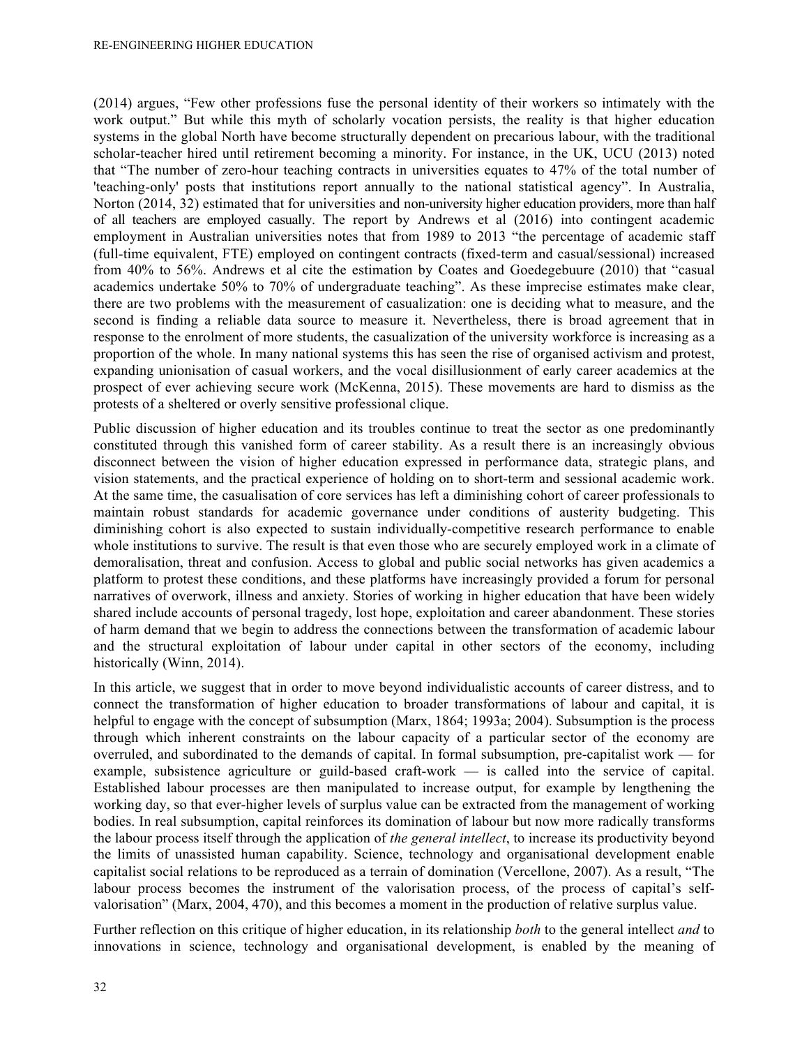(2014) argues, "Few other professions fuse the personal identity of their workers so intimately with the work output." But while this myth of scholarly vocation persists, the reality is that higher education systems in the global North have become structurally dependent on precarious labour, with the traditional scholar-teacher hired until retirement becoming a minority. For instance, in the UK, UCU (2013) noted that "The number of zero-hour teaching contracts in universities equates to 47% of the total number of 'teaching-only' posts that institutions report annually to the national statistical agency". In Australia, Norton (2014, 32) estimated that for universities and non-university higher education providers, more than half of all teachers are employed casually. The report by Andrews et al (2016) into contingent academic employment in Australian universities notes that from 1989 to 2013 "the percentage of academic staff (full-time equivalent, FTE) employed on contingent contracts (fixed-term and casual/sessional) increased from 40% to 56%. Andrews et al cite the estimation by Coates and Goedegebuure (2010) that "casual academics undertake 50% to 70% of undergraduate teaching". As these imprecise estimates make clear, there are two problems with the measurement of casualization: one is deciding what to measure, and the second is finding a reliable data source to measure it. Nevertheless, there is broad agreement that in response to the enrolment of more students, the casualization of the university workforce is increasing as a proportion of the whole. In many national systems this has seen the rise of organised activism and protest, expanding unionisation of casual workers, and the vocal disillusionment of early career academics at the prospect of ever achieving secure work (McKenna, 2015). These movements are hard to dismiss as the protests of a sheltered or overly sensitive professional clique.

Public discussion of higher education and its troubles continue to treat the sector as one predominantly constituted through this vanished form of career stability. As a result there is an increasingly obvious disconnect between the vision of higher education expressed in performance data, strategic plans, and vision statements, and the practical experience of holding on to short-term and sessional academic work. At the same time, the casualisation of core services has left a diminishing cohort of career professionals to maintain robust standards for academic governance under conditions of austerity budgeting. This diminishing cohort is also expected to sustain individually-competitive research performance to enable whole institutions to survive. The result is that even those who are securely employed work in a climate of demoralisation, threat and confusion. Access to global and public social networks has given academics a platform to protest these conditions, and these platforms have increasingly provided a forum for personal narratives of overwork, illness and anxiety. Stories of working in higher education that have been widely shared include accounts of personal tragedy, lost hope, exploitation and career abandonment. These stories of harm demand that we begin to address the connections between the transformation of academic labour and the structural exploitation of labour under capital in other sectors of the economy, including historically (Winn, 2014).

In this article, we suggest that in order to move beyond individualistic accounts of career distress, and to connect the transformation of higher education to broader transformations of labour and capital, it is helpful to engage with the concept of subsumption (Marx, 1864; 1993a; 2004). Subsumption is the process through which inherent constraints on the labour capacity of a particular sector of the economy are overruled, and subordinated to the demands of capital. In formal subsumption, pre-capitalist work — for example, subsistence agriculture or guild-based craft-work — is called into the service of capital. Established labour processes are then manipulated to increase output, for example by lengthening the working day, so that ever-higher levels of surplus value can be extracted from the management of working bodies. In real subsumption, capital reinforces its domination of labour but now more radically transforms the labour process itself through the application of *the general intellect*, to increase its productivity beyond the limits of unassisted human capability. Science, technology and organisational development enable capitalist social relations to be reproduced as a terrain of domination (Vercellone, 2007). As a result, "The labour process becomes the instrument of the valorisation process, of the process of capital's self-valorisation" (Marx, 2004, 470), and this becomes a moment in the production of relative surplus value.

Further reflection on this critique of higher education, in its relationship *both* to the general intellect *and* to innovations in science, technology and organisational development, is enabled by the meaning of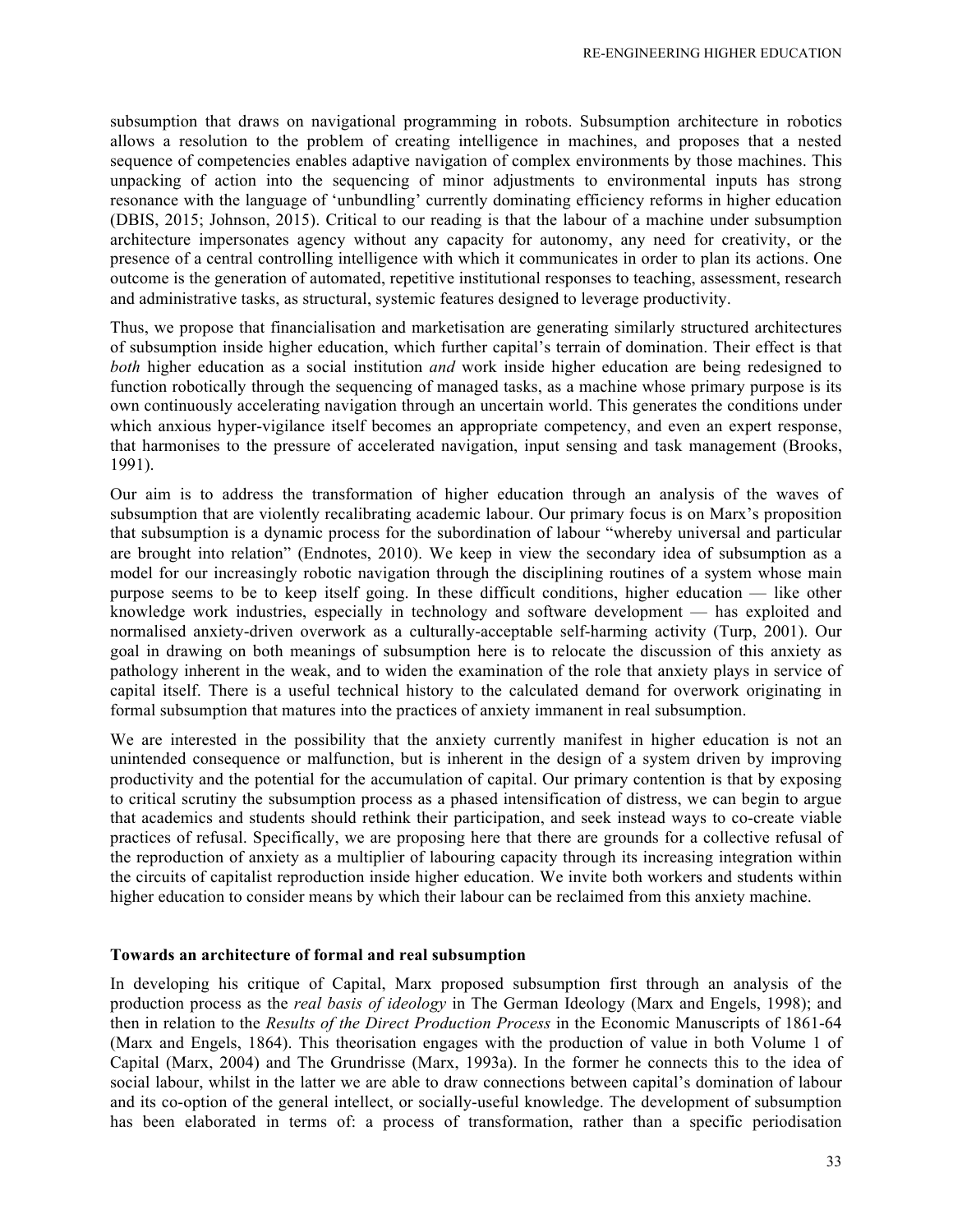subsumption that draws on navigational programming in robots. Subsumption architecture in robotics allows a resolution to the problem of creating intelligence in machines, and proposes that a nested sequence of competencies enables adaptive navigation of complex environments by those machines. This unpacking of action into the sequencing of minor adjustments to environmental inputs has strong resonance with the language of 'unbundling' currently dominating efficiency reforms in higher education (DBIS, 2015; Johnson, 2015). Critical to our reading is that the labour of a machine under subsumption architecture impersonates agency without any capacity for autonomy, any need for creativity, or the presence of a central controlling intelligence with which it communicates in order to plan its actions. One outcome is the generation of automated, repetitive institutional responses to teaching, assessment, research and administrative tasks, as structural, systemic features designed to leverage productivity.

Thus, we propose that financialisation and marketisation are generating similarly structured architectures of subsumption inside higher education, which further capital's terrain of domination. Their effect is that *both* higher education as a social institution *and* work inside higher education are being redesigned to function robotically through the sequencing of managed tasks, as a machine whose primary purpose is its own continuously accelerating navigation through an uncertain world. This generates the conditions under which anxious hyper-vigilance itself becomes an appropriate competency, and even an expert response, that harmonises to the pressure of accelerated navigation, input sensing and task management (Brooks, 1991).

Our aim is to address the transformation of higher education through an analysis of the waves of subsumption that are violently recalibrating academic labour. Our primary focus is on Marx's proposition that subsumption is a dynamic process for the subordination of labour "whereby universal and particular are brought into relation" (Endnotes, 2010). We keep in view the secondary idea of subsumption as a model for our increasingly robotic navigation through the disciplining routines of a system whose main purpose seems to be to keep itself going. In these difficult conditions, higher education — like other knowledge work industries, especially in technology and software development — has exploited and normalised anxiety-driven overwork as a culturally-acceptable self-harming activity (Turp, 2001). Our goal in drawing on both meanings of subsumption here is to relocate the discussion of this anxiety as pathology inherent in the weak, and to widen the examination of the role that anxiety plays in service of capital itself. There is a useful technical history to the calculated demand for overwork originating in formal subsumption that matures into the practices of anxiety immanent in real subsumption.

We are interested in the possibility that the anxiety currently manifest in higher education is not an unintended consequence or malfunction, but is inherent in the design of a system driven by improving productivity and the potential for the accumulation of capital. Our primary contention is that by exposing to critical scrutiny the subsumption process as a phased intensification of distress, we can begin to argue that academics and students should rethink their participation, and seek instead ways to co-create viable practices of refusal. Specifically, we are proposing here that there are grounds for a collective refusal of the reproduction of anxiety as a multiplier of labouring capacity through its increasing integration within the circuits of capitalist reproduction inside higher education. We invite both workers and students within higher education to consider means by which their labour can be reclaimed from this anxiety machine.

## Towards an architecture of formal and real subsumption

In developing his critique of Capital, Marx proposed subsumption first through an analysis of the production process as the *real basis of ideology* in The German Ideology (Marx and Engels, 1998); and then in relation to the *Results of the Direct Production Process* in the Economic Manuscripts of 1861-64 (Marx and Engels, 1864). This theorisation engages with the production of value in both Volume 1 of Capital (Marx, 2004) and The Grundrisse (Marx, 1993a). In the former he connects this to the idea of social labour, whilst in the latter we are able to draw connections between capital's domination of labour and its co-option of the general intellect, or socially-useful knowledge. The development of subsumption has been elaborated in terms of: a process of transformation, rather than a specific periodisation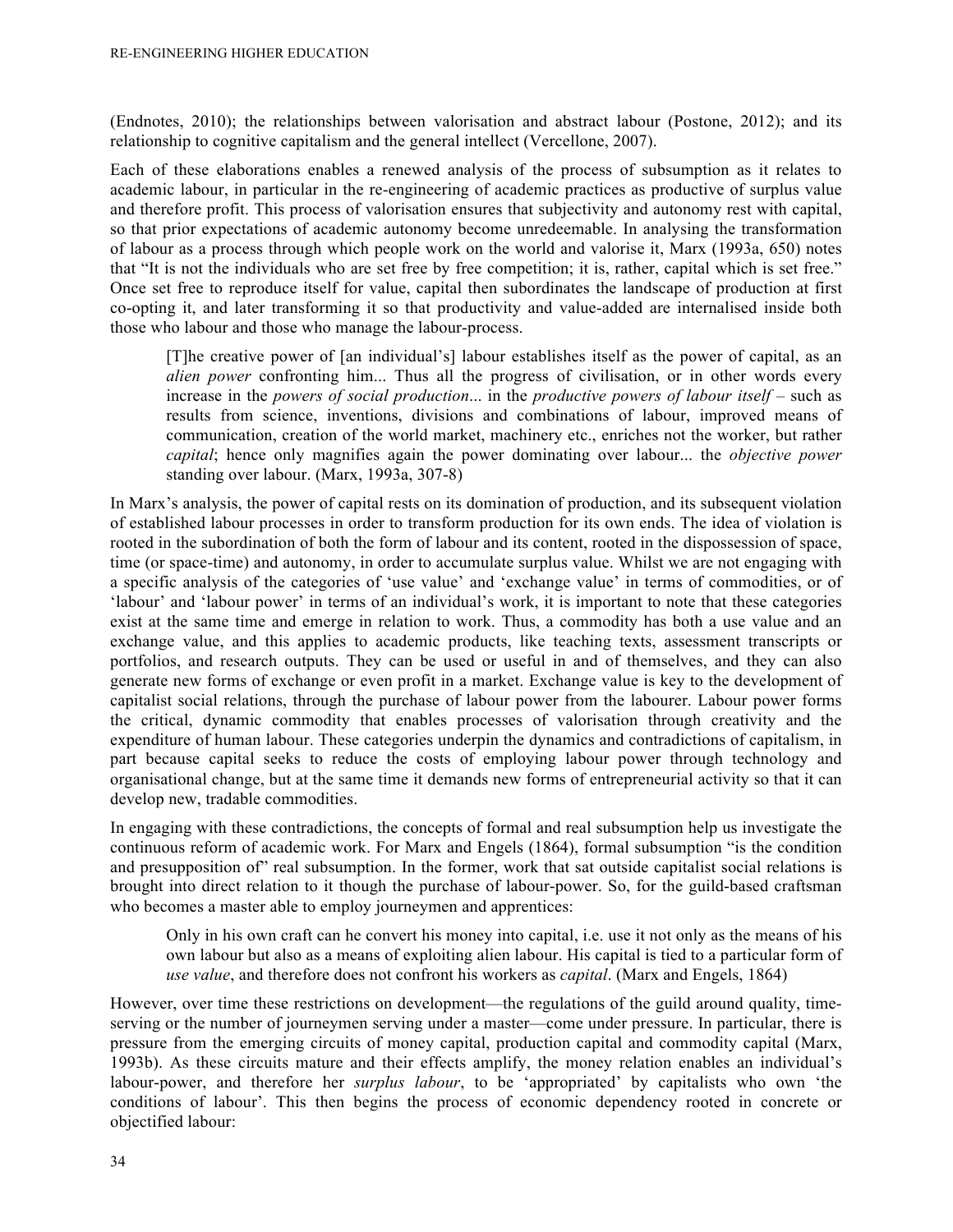(Endnotes, 2010); the relationships between valorisation and abstract labour (Postone, 2012); and its relationship to cognitive capitalism and the general intellect (Vercellone, 2007).

Each of these elaborations enables a renewed analysis of the process of subsumption as it relates to academic labour, in particular in the re-engineering of academic practices as productive of surplus value and therefore profit. This process of valorisation ensures that subjectivity and autonomy rest with capital, so that prior expectations of academic autonomy become unredeemable. In analysing the transformation of labour as a process through which people work on the world and valorise it, Marx (1993a, 650) notes that "It is not the individuals who are set free by free competition; it is, rather, capital which is set free." Once set free to reproduce itself for value, capital then subordinates the landscape of production at first co-opting it, and later transforming it so that productivity and value-added are internalised inside both those who labour and those who manage the labour-process.

> [T]he creative power of [an individual's] labour establishes itself as the power of capital, as an *alien power* confronting him... Thus all the progress of civilisation, or in other words every increase in the *powers of social production*... in the *productive powers of labour itself* – such as results from science, inventions, divisions and combinations of labour, improved means of communication, creation of the world market, machinery etc., enriches not the worker, but rather *capital*; hence only magnifies again the power dominating over labour... the *objective power* standing over labour. (Marx, 1993a, 307-8)

In Marx's analysis, the power of capital rests on its domination of production, and its subsequent violation of established labour processes in order to transform production for its own ends. The idea of violation is rooted in the subordination of both the form of labour and its content, rooted in the dispossession of space, time (or space-time) and autonomy, in order to accumulate surplus value. Whilst we are not engaging with a specific analysis of the categories of 'use value' and 'exchange value' in terms of commodities, or of 'labour' and 'labour power' in terms of an individual's work, it is important to note that these categories exist at the same time and emerge in relation to work. Thus, a commodity has both a use value and an exchange value, and this applies to academic products, like teaching texts, assessment transcripts or portfolios, and research outputs. They can be used or useful in and of themselves, and they can also generate new forms of exchange or even profit in a market. Exchange value is key to the development of capitalist social relations, through the purchase of labour power from the labourer. Labour power forms the critical, dynamic commodity that enables processes of valorisation through creativity and the expenditure of human labour. These categories underpin the dynamics and contradictions of capitalism, in part because capital seeks to reduce the costs of employing labour power through technology and organisational change, but at the same time it demands new forms of entrepreneurial activity so that it can develop new, tradable commodities.

In engaging with these contradictions, the concepts of formal and real subsumption help us investigate the continuous reform of academic work. For Marx and Engels (1864), formal subsumption "is the condition and presupposition of" real subsumption. In the former, work that sat outside capitalist social relations is brought into direct relation to it though the purchase of labour-power. So, for the guild-based craftsman who becomes a master able to employ journeymen and apprentices:

> Only in his own craft can he convert his money into capital, i.e. use it not only as the means of his own labour but also as a means of exploiting alien labour. His capital is tied to a particular form of *use value*, and therefore does not confront his workers as *capital*. (Marx and Engels, 1864)

However, over time these restrictions on development—the regulations of the guild around quality, time-serving or the number of journeymen serving under a master—come under pressure. In particular, there is pressure from the emerging circuits of money capital, production capital and commodity capital (Marx, 1993b). As these circuits mature and their effects amplify, the money relation enables an individual's labour-power, and therefore her *surplus labour*, to be 'appropriated' by capitalists who own 'the conditions of labour'. This then begins the process of economic dependency rooted in concrete or objectified labour: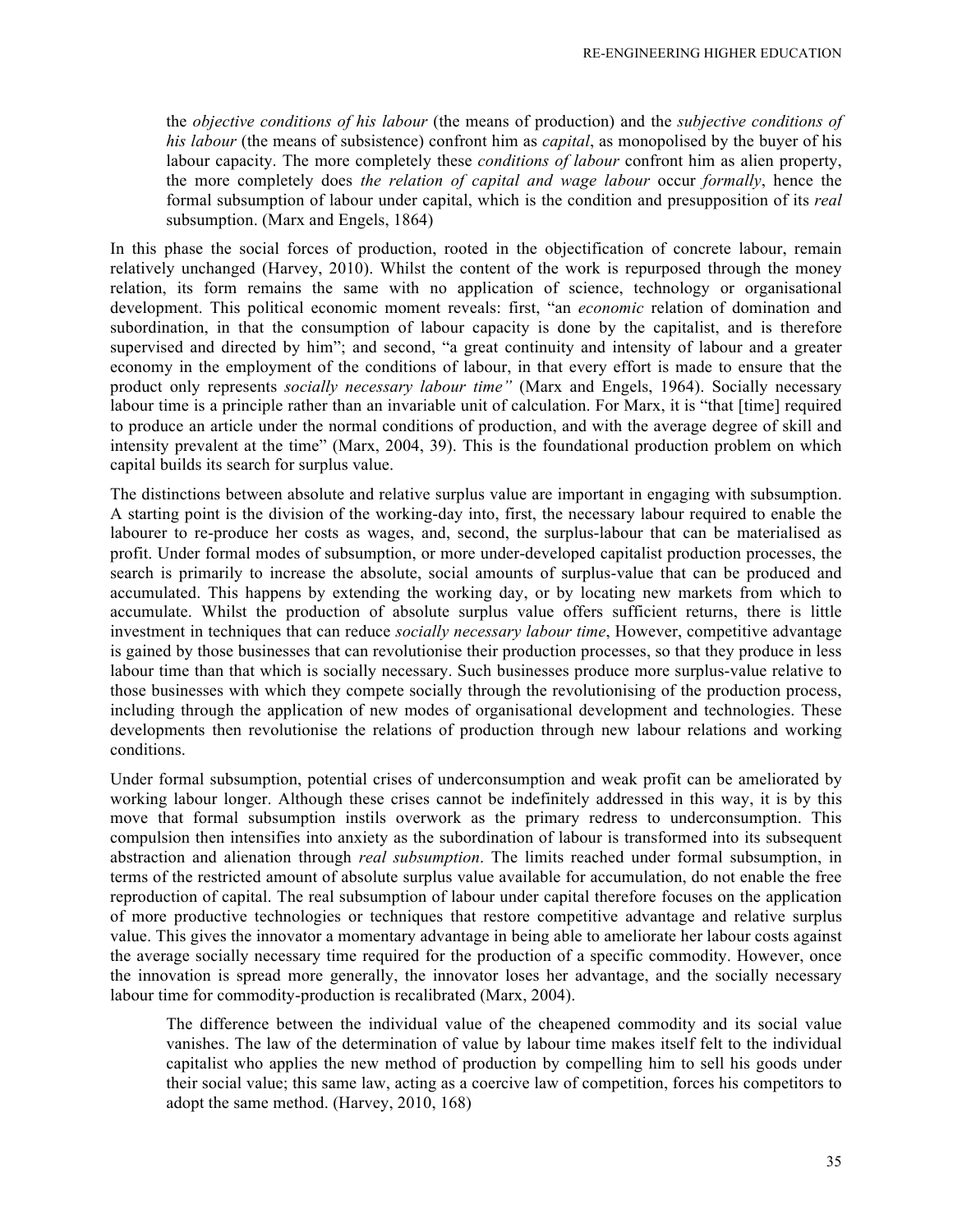> the *objective conditions of his labour* (the means of production) and the *subjective conditions of his labour* (the means of subsistence) confront him as *capital*, as monopolised by the buyer of his labour capacity. The more completely these *conditions of labour* confront him as alien property, the more completely does *the relation of capital and wage labour* occur *formally*, hence the formal subsumption of labour under capital, which is the condition and presupposition of its *real* subsumption. (Marx and Engels, 1864)

In this phase the social forces of production, rooted in the objectification of concrete labour, remain relatively unchanged (Harvey, 2010). Whilst the content of the work is repurposed through the money relation, its form remains the same with no application of science, technology or organisational development. This political economic moment reveals: first, "an *economic* relation of domination and subordination, in that the consumption of labour capacity is done by the capitalist, and is therefore supervised and directed by him"; and second, "a great continuity and intensity of labour and a greater economy in the employment of the conditions of labour, in that every effort is made to ensure that the product only represents *socially necessary labour time"* (Marx and Engels, 1964). Socially necessary labour time is a principle rather than an invariable unit of calculation. For Marx, it is "that [time] required to produce an article under the normal conditions of production, and with the average degree of skill and intensity prevalent at the time" (Marx, 2004, 39). This is the foundational production problem on which capital builds its search for surplus value.

The distinctions between absolute and relative surplus value are important in engaging with subsumption. A starting point is the division of the working-day into, first, the necessary labour required to enable the labourer to re-produce her costs as wages, and, second, the surplus-labour that can be materialised as profit. Under formal modes of subsumption, or more under-developed capitalist production processes, the search is primarily to increase the absolute, social amounts of surplus-value that can be produced and accumulated. This happens by extending the working day, or by locating new markets from which to accumulate. Whilst the production of absolute surplus value offers sufficient returns, there is little investment in techniques that can reduce *socially necessary labour time*, However, competitive advantage is gained by those businesses that can revolutionise their production processes, so that they produce in less labour time than that which is socially necessary. Such businesses produce more surplus-value relative to those businesses with which they compete socially through the revolutionising of the production process, including through the application of new modes of organisational development and technologies. These developments then revolutionise the relations of production through new labour relations and working conditions.

Under formal subsumption, potential crises of underconsumption and weak profit can be ameliorated by working labour longer. Although these crises cannot be indefinitely addressed in this way, it is by this move that formal subsumption instils overwork as the primary redress to underconsumption. This compulsion then intensifies into anxiety as the subordination of labour is transformed into its subsequent abstraction and alienation through *real subsumption*. The limits reached under formal subsumption, in terms of the restricted amount of absolute surplus value available for accumulation, do not enable the free reproduction of capital. The real subsumption of labour under capital therefore focuses on the application of more productive technologies or techniques that restore competitive advantage and relative surplus value. This gives the innovator a momentary advantage in being able to ameliorate her labour costs against the average socially necessary time required for the production of a specific commodity. However, once the innovation is spread more generally, the innovator loses her advantage, and the socially necessary labour time for commodity-production is recalibrated (Marx, 2004).

> The difference between the individual value of the cheapened commodity and its social value vanishes. The law of the determination of value by labour time makes itself felt to the individual capitalist who applies the new method of production by compelling him to sell his goods under their social value; this same law, acting as a coercive law of competition, forces his competitors to adopt the same method. (Harvey, 2010, 168)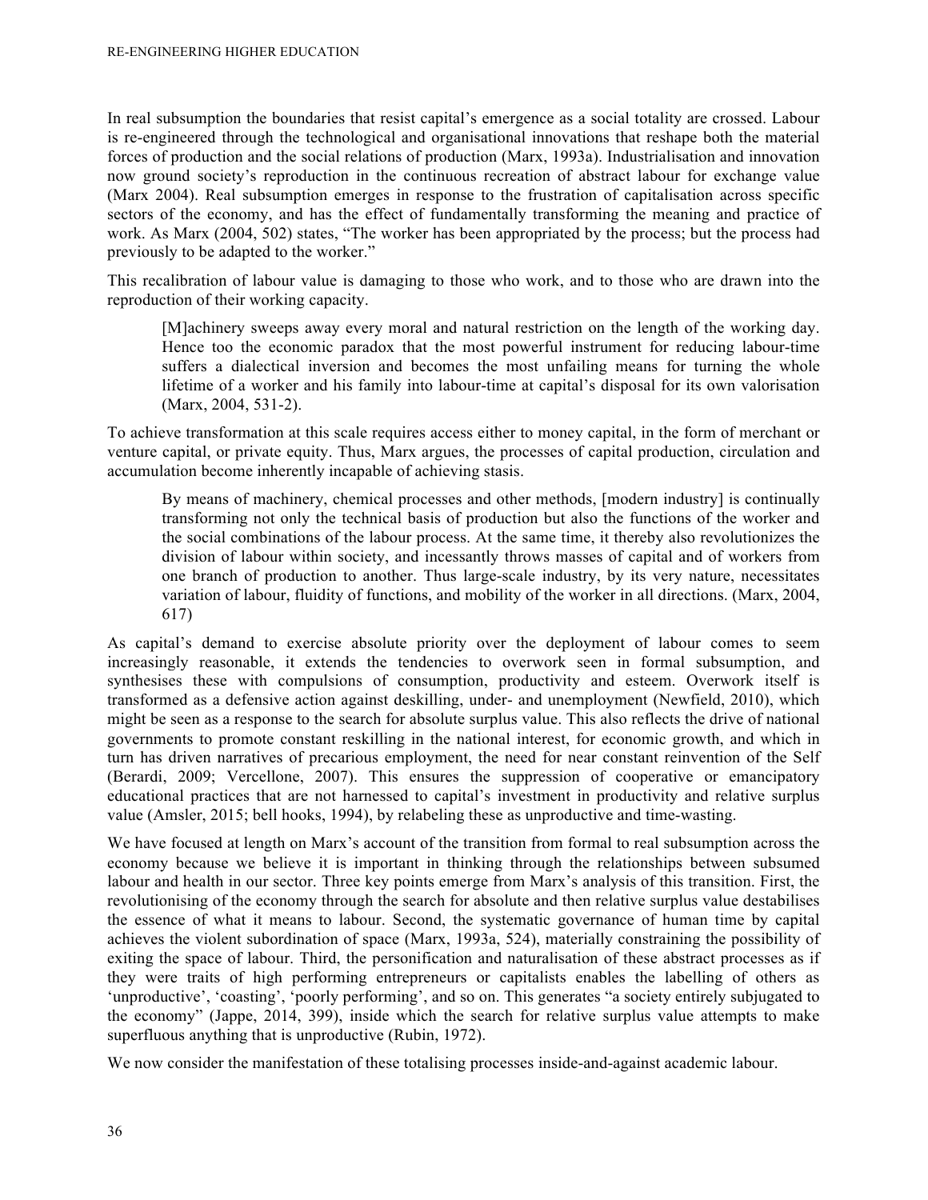In real subsumption the boundaries that resist capital's emergence as a social totality are crossed. Labour is re-engineered through the technological and organisational innovations that reshape both the material forces of production and the social relations of production (Marx, 1993a). Industrialisation and innovation now ground society's reproduction in the continuous recreation of abstract labour for exchange value (Marx 2004). Real subsumption emerges in response to the frustration of capitalisation across specific sectors of the economy, and has the effect of fundamentally transforming the meaning and practice of work. As Marx (2004, 502) states, "The worker has been appropriated by the process; but the process had previously to be adapted to the worker."

This recalibration of labour value is damaging to those who work, and to those who are drawn into the reproduction of their working capacity.

> [M]achinery sweeps away every moral and natural restriction on the length of the working day. Hence too the economic paradox that the most powerful instrument for reducing labour-time suffers a dialectical inversion and becomes the most unfailing means for turning the whole lifetime of a worker and his family into labour-time at capital's disposal for its own valorisation (Marx, 2004, 531-2).

To achieve transformation at this scale requires access either to money capital, in the form of merchant or venture capital, or private equity. Thus, Marx argues, the processes of capital production, circulation and accumulation become inherently incapable of achieving stasis.

> By means of machinery, chemical processes and other methods, [modern industry] is continually transforming not only the technical basis of production but also the functions of the worker and the social combinations of the labour process. At the same time, it thereby also revolutionizes the division of labour within society, and incessantly throws masses of capital and of workers from one branch of production to another. Thus large-scale industry, by its very nature, necessitates variation of labour, fluidity of functions, and mobility of the worker in all directions. (Marx, 2004, 617)

As capital's demand to exercise absolute priority over the deployment of labour comes to seem increasingly reasonable, it extends the tendencies to overwork seen in formal subsumption, and synthesises these with compulsions of consumption, productivity and esteem. Overwork itself is transformed as a defensive action against deskilling, under- and unemployment (Newfield, 2010), which might be seen as a response to the search for absolute surplus value. This also reflects the drive of national governments to promote constant reskilling in the national interest, for economic growth, and which in turn has driven narratives of precarious employment, the need for near constant reinvention of the Self (Berardi, 2009; Vercellone, 2007). This ensures the suppression of cooperative or emancipatory educational practices that are not harnessed to capital's investment in productivity and relative surplus value (Amsler, 2015; bell hooks, 1994), by relabeling these as unproductive and time-wasting.

We have focused at length on Marx's account of the transition from formal to real subsumption across the economy because we believe it is important in thinking through the relationships between subsumed labour and health in our sector. Three key points emerge from Marx's analysis of this transition. First, the revolutionising of the economy through the search for absolute and then relative surplus value destabilises the essence of what it means to labour. Second, the systematic governance of human time by capital achieves the violent subordination of space (Marx, 1993a, 524), materially constraining the possibility of exiting the space of labour. Third, the personification and naturalisation of these abstract processes as if they were traits of high performing entrepreneurs or capitalists enables the labelling of others as 'unproductive', 'coasting', 'poorly performing', and so on. This generates "a society entirely subjugated to the economy" (Jappe, 2014, 399), inside which the search for relative surplus value attempts to make superfluous anything that is unproductive (Rubin, 1972).

We now consider the manifestation of these totalising processes inside-and-against academic labour.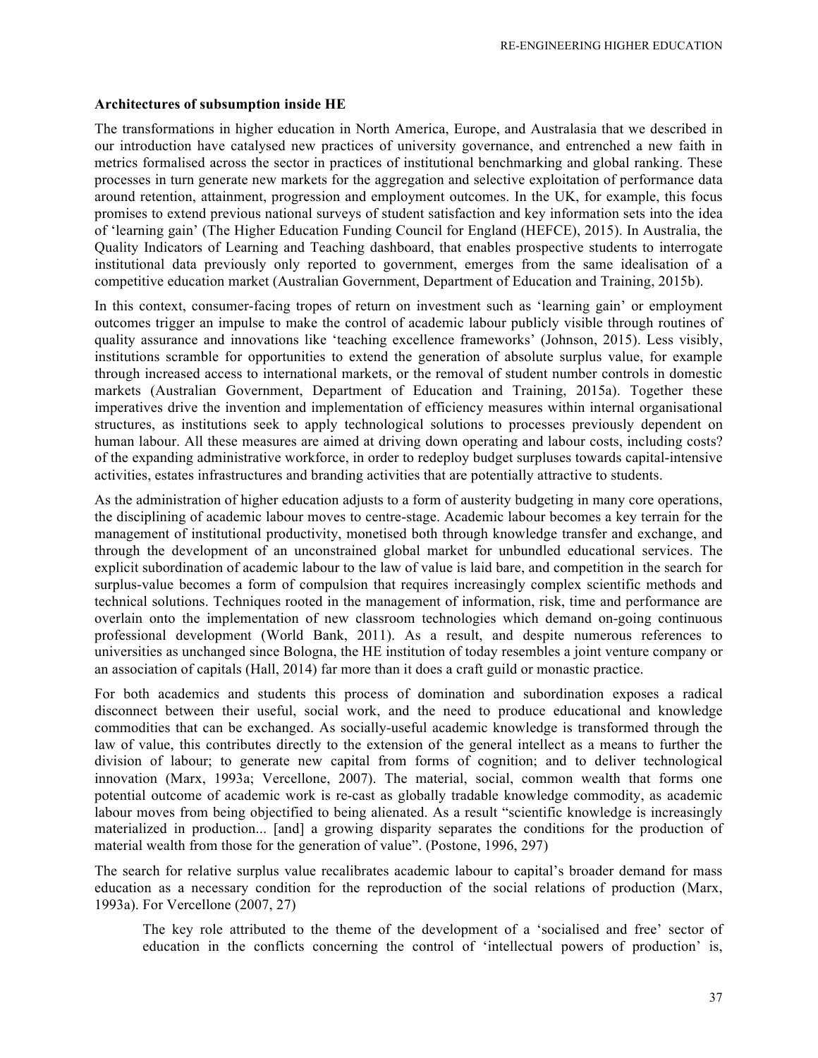### Architectures of subsumption inside HE

The transformations in higher education in North America, Europe, and Australasia that we described in our introduction have catalysed new practices of university governance, and entrenched a new faith in metrics formalised across the sector in practices of institutional benchmarking and global ranking. These processes in turn generate new markets for the aggregation and selective exploitation of performance data around retention, attainment, progression and employment outcomes. In the UK, for example, this focus promises to extend previous national surveys of student satisfaction and key information sets into the idea of 'learning gain' (The Higher Education Funding Council for England (HEFCE), 2015). In Australia, the Quality Indicators of Learning and Teaching dashboard, that enables prospective students to interrogate institutional data previously only reported to government, emerges from the same idealisation of a competitive education market (Australian Government, Department of Education and Training, 2015b).

In this context, consumer-facing tropes of return on investment such as 'learning gain' or employment outcomes trigger an impulse to make the control of academic labour publicly visible through routines of quality assurance and innovations like 'teaching excellence frameworks' (Johnson, 2015). Less visibly, institutions scramble for opportunities to extend the generation of absolute surplus value, for example through increased access to international markets, or the removal of student number controls in domestic markets (Australian Government, Department of Education and Training, 2015a). Together these imperatives drive the invention and implementation of efficiency measures within internal organisational structures, as institutions seek to apply technological solutions to processes previously dependent on human labour. All these measures are aimed at driving down operating and labour costs, including costs? of the expanding administrative workforce, in order to redeploy budget surpluses towards capital-intensive activities, estates infrastructures and branding activities that are potentially attractive to students.

As the administration of higher education adjusts to a form of austerity budgeting in many core operations, the disciplining of academic labour moves to centre-stage. Academic labour becomes a key terrain for the management of institutional productivity, monetised both through knowledge transfer and exchange, and through the development of an unconstrained global market for unbundled educational services. The explicit subordination of academic labour to the law of value is laid bare, and competition in the search for surplus-value becomes a form of compulsion that requires increasingly complex scientific methods and technical solutions. Techniques rooted in the management of information, risk, time and performance are overlain onto the implementation of new classroom technologies which demand on-going continuous professional development (World Bank, 2011). As a result, and despite numerous references to universities as unchanged since Bologna, the HE institution of today resembles a joint venture company or an association of capitals (Hall, 2014) far more than it does a craft guild or monastic practice.

For both academics and students this process of domination and subordination exposes a radical disconnect between their useful, social work, and the need to produce educational and knowledge commodities that can be exchanged. As socially-useful academic knowledge is transformed through the law of value, this contributes directly to the extension of the general intellect as a means to further the division of labour; to generate new capital from forms of cognition; and to deliver technological innovation (Marx, 1993a; Vercellone, 2007). The material, social, common wealth that forms one potential outcome of academic work is re-cast as globally tradable knowledge commodity, as academic labour moves from being objectified to being alienated. As a result "scientific knowledge is increasingly materialized in production... [and] a growing disparity separates the conditions for the production of material wealth from those for the generation of value". (Postone, 1996, 297)

The search for relative surplus value recalibrates academic labour to capital's broader demand for mass education as a necessary condition for the reproduction of the social relations of production (Marx, 1993a). For Vercellone (2007, 27)

> The key role attributed to the theme of the development of a 'socialised and free' sector of education in the conflicts concerning the control of 'intellectual powers of production' is,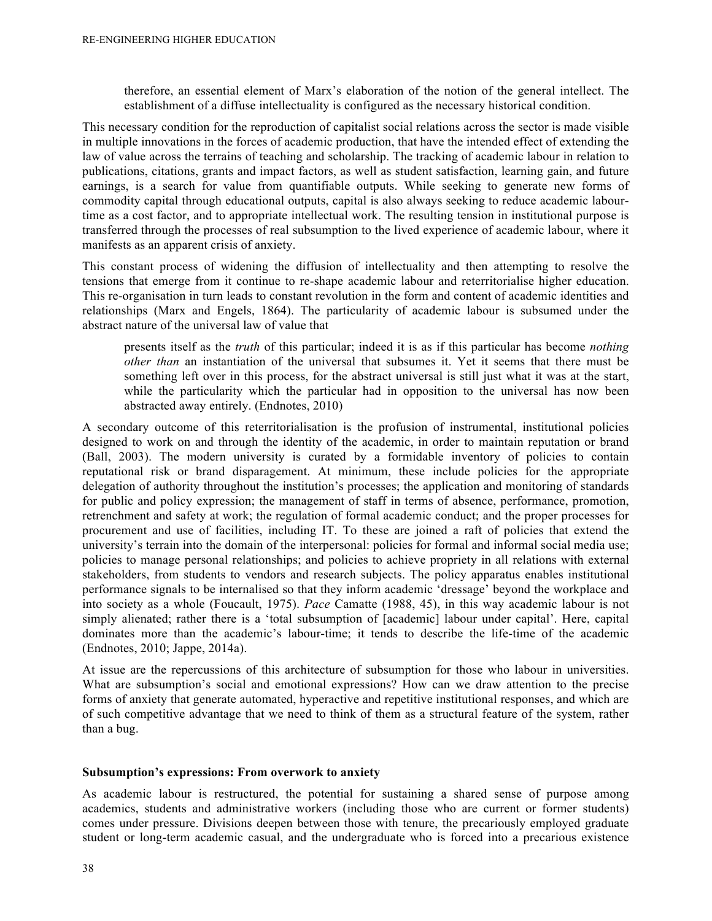> therefore, an essential element of Marx's elaboration of the notion of the general intellect. The establishment of a diffuse intellectuality is configured as the necessary historical condition.

This necessary condition for the reproduction of capitalist social relations across the sector is made visible in multiple innovations in the forces of academic production, that have the intended effect of extending the law of value across the terrains of teaching and scholarship. The tracking of academic labour in relation to publications, citations, grants and impact factors, as well as student satisfaction, learning gain, and future earnings, is a search for value from quantifiable outputs. While seeking to generate new forms of commodity capital through educational outputs, capital is also always seeking to reduce academic labour-time as a cost factor, and to appropriate intellectual work. The resulting tension in institutional purpose is transferred through the processes of real subsumption to the lived experience of academic labour, where it manifests as an apparent crisis of anxiety.

This constant process of widening the diffusion of intellectuality and then attempting to resolve the tensions that emerge from it continue to re-shape academic labour and reterritorialise higher education. This re-organisation in turn leads to constant revolution in the form and content of academic identities and relationships (Marx and Engels, 1864). The particularity of academic labour is subsumed under the abstract nature of the universal law of value that

> presents itself as the *truth* of this particular; indeed it is as if this particular has become *nothing other than* an instantiation of the universal that subsumes it. Yet it seems that there must be something left over in this process, for the abstract universal is still just what it was at the start, while the particularity which the particular had in opposition to the universal has now been abstracted away entirely. (Endnotes, 2010)

A secondary outcome of this reterritorialisation is the profusion of instrumental, institutional policies designed to work on and through the identity of the academic, in order to maintain reputation or brand (Ball, 2003). The modern university is curated by a formidable inventory of policies to contain reputational risk or brand disparagement. At minimum, these include policies for the appropriate delegation of authority throughout the institution's processes; the application and monitoring of standards for public and policy expression; the management of staff in terms of absence, performance, promotion, retrenchment and safety at work; the regulation of formal academic conduct; and the proper processes for procurement and use of facilities, including IT. To these are joined a raft of policies that extend the university's terrain into the domain of the interpersonal: policies for formal and informal social media use; policies to manage personal relationships; and policies to achieve propriety in all relations with external stakeholders, from students to vendors and research subjects. The policy apparatus enables institutional performance signals to be internalised so that they inform academic 'dressage' beyond the workplace and into society as a whole (Foucault, 1975). *Pace* Camatte (1988, 45), in this way academic labour is not simply alienated; rather there is a 'total subsumption of [academic] labour under capital'. Here, capital dominates more than the academic's labour-time; it tends to describe the life-time of the academic (Endnotes, 2010; Jappe, 2014a).

At issue are the repercussions of this architecture of subsumption for those who labour in universities. What are subsumption's social and emotional expressions? How can we draw attention to the precise forms of anxiety that generate automated, hyperactive and repetitive institutional responses, and which are of such competitive advantage that we need to think of them as a structural feature of the system, rather than a bug.

**Subsumption's expressions: From overwork to anxiety**

As academic labour is restructured, the potential for sustaining a shared sense of purpose among academics, students and administrative workers (including those who are current or former students) comes under pressure. Divisions deepen between those with tenure, the precariously employed graduate student or long-term academic casual, and the undergraduate who is forced into a precarious existence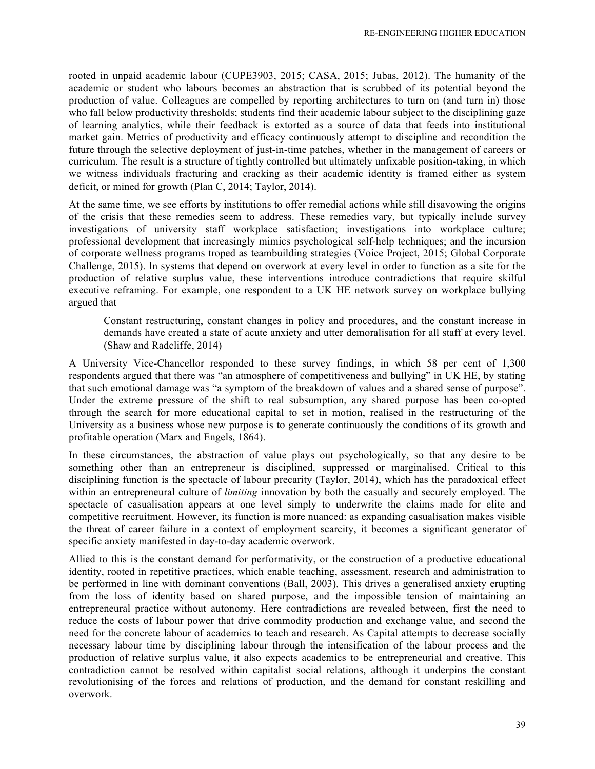rooted in unpaid academic labour (CUPE3903, 2015; CASA, 2015; Jubas, 2012). The humanity of the academic or student who labours becomes an abstraction that is scrubbed of its potential beyond the production of value. Colleagues are compelled by reporting architectures to turn on (and turn in) those who fall below productivity thresholds; students find their academic labour subject to the disciplining gaze of learning analytics, while their feedback is extorted as a source of data that feeds into institutional market gain. Metrics of productivity and efficacy continuously attempt to discipline and recondition the future through the selective deployment of just-in-time patches, whether in the management of careers or curriculum. The result is a structure of tightly controlled but ultimately unfixable position-taking, in which we witness individuals fracturing and cracking as their academic identity is framed either as system deficit, or mined for growth (Plan C, 2014; Taylor, 2014).

At the same time, we see efforts by institutions to offer remedial actions while still disavowing the origins of the crisis that these remedies seem to address. These remedies vary, but typically include survey investigations of university staff workplace satisfaction; investigations into workplace culture; professional development that increasingly mimics psychological self-help techniques; and the incursion of corporate wellness programs troped as teambuilding strategies (Voice Project, 2015; Global Corporate Challenge, 2015). In systems that depend on overwork at every level in order to function as a site for the production of relative surplus value, these interventions introduce contradictions that require skilful executive reframing. For example, one respondent to a UK HE network survey on workplace bullying argued that

> Constant restructuring, constant changes in policy and procedures, and the constant increase in demands have created a state of acute anxiety and utter demoralisation for all staff at every level. (Shaw and Radcliffe, 2014)

A University Vice-Chancellor responded to these survey findings, in which 58 per cent of 1,300 respondents argued that there was "an atmosphere of competitiveness and bullying" in UK HE, by stating that such emotional damage was "a symptom of the breakdown of values and a shared sense of purpose". Under the extreme pressure of the shift to real subsumption, any shared purpose has been co-opted through the search for more educational capital to set in motion, realised in the restructuring of the University as a business whose new purpose is to generate continuously the conditions of its growth and profitable operation (Marx and Engels, 1864).

In these circumstances, the abstraction of value plays out psychologically, so that any desire to be something other than an entrepreneur is disciplined, suppressed or marginalised. Critical to this disciplining function is the spectacle of labour precarity (Taylor, 2014), which has the paradoxical effect within an entrepreneurial culture of *limiting* innovation by both the casually and securely employed. The spectacle of casualisation appears at one level simply to underwrite the claims made for elite and competitive recruitment. However, its function is more nuanced: as expanding casualisation makes visible the threat of career failure in a context of employment scarcity, it becomes a significant generator of specific anxiety manifested in day-to-day academic overwork.

Allied to this is the constant demand for performativity, or the construction of a productive educational identity, rooted in repetitive practices, which enable teaching, assessment, research and administration to be performed in line with dominant conventions (Ball, 2003). This drives a generalised anxiety erupting from the loss of identity based on shared purpose, and the impossible tension of maintaining an entrepreneurial practice without autonomy. Here contradictions are revealed between, first the need to reduce the costs of labour power that drive commodity production and exchange value, and second the need for the concrete labour of academics to teach and research. As Capital attempts to decrease socially necessary labour time by disciplining labour through the intensification of the labour process and the production of relative surplus value, it also expects academics to be entrepreneurial and creative. This contradiction cannot be resolved within capitalist social relations, although it underpins the constant revolutionising of the forces and relations of production, and the demand for constant reskilling and overwork.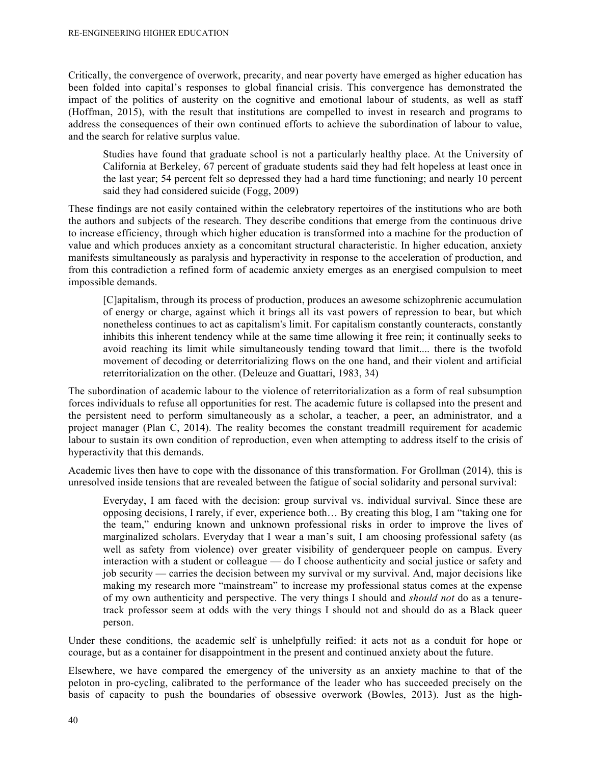Critically, the convergence of overwork, precarity, and near poverty have emerged as higher education has been folded into capital's responses to global financial crisis. This convergence has demonstrated the impact of the politics of austerity on the cognitive and emotional labour of students, as well as staff (Hoffman, 2015), with the result that institutions are compelled to invest in research and programs to address the consequences of their own continued efforts to achieve the subordination of labour to value, and the search for relative surplus value.

> Studies have found that graduate school is not a particularly healthy place. At the University of California at Berkeley, 67 percent of graduate students said they had felt hopeless at least once in the last year; 54 percent felt so depressed they had a hard time functioning; and nearly 10 percent said they had considered suicide (Fogg, 2009)

These findings are not easily contained within the celebratory repertoires of the institutions who are both the authors and subjects of the research. They describe conditions that emerge from the continuous drive to increase efficiency, through which higher education is transformed into a machine for the production of value and which produces anxiety as a concomitant structural characteristic. In higher education, anxiety manifests simultaneously as paralysis and hyperactivity in response to the acceleration of production, and from this contradiction a refined form of academic anxiety emerges as an energised compulsion to meet impossible demands.

> [C]apitalism, through its process of production, produces an awesome schizophrenic accumulation of energy or charge, against which it brings all its vast powers of repression to bear, but which nonetheless continues to act as capitalism's limit. For capitalism constantly counteracts, constantly inhibits this inherent tendency while at the same time allowing it free rein; it continually seeks to avoid reaching its limit while simultaneously tending toward that limit.... there is the twofold movement of decoding or deterritorializing flows on the one hand, and their violent and artificial reterritorialization on the other. (Deleuze and Guattari, 1983, 34)

The subordination of academic labour to the violence of reterritorialization as a form of real subsumption forces individuals to refuse all opportunities for rest. The academic future is collapsed into the present and the persistent need to perform simultaneously as a scholar, a teacher, a peer, an administrator, and a project manager (Plan C, 2014). The reality becomes the constant treadmill requirement for academic labour to sustain its own condition of reproduction, even when attempting to address itself to the crisis of hyperactivity that this demands.

Academic lives then have to cope with the dissonance of this transformation. For Grollman (2014), this is unresolved inside tensions that are revealed between the fatigue of social solidarity and personal survival:

> Everyday, I am faced with the decision: group survival vs. individual survival. Since these are opposing decisions, I rarely, if ever, experience both… By creating this blog, I am "taking one for the team," enduring known and unknown professional risks in order to improve the lives of marginalized scholars. Everyday that I wear a man's suit, I am choosing professional safety (as well as safety from violence) over greater visibility of genderqueer people on campus. Every interaction with a student or colleague — do I choose authenticity and social justice or safety and job security — carries the decision between my survival or my survival. And, major decisions like making my research more "mainstream" to increase my professional status comes at the expense of my own authenticity and perspective. The very things I should and *should not* do as a tenure-track professor seem at odds with the very things I should not and should do as a Black queer person.

Under these conditions, the academic self is unhelpfully reified: it acts not as a conduit for hope or courage, but as a container for disappointment in the present and continued anxiety about the future.

Elsewhere, we have compared the emergency of the university as an anxiety machine to that of the peloton in pro-cycling, calibrated to the performance of the leader who has succeeded precisely on the basis of capacity to push the boundaries of obsessive overwork (Bowles, 2013). Just as the high-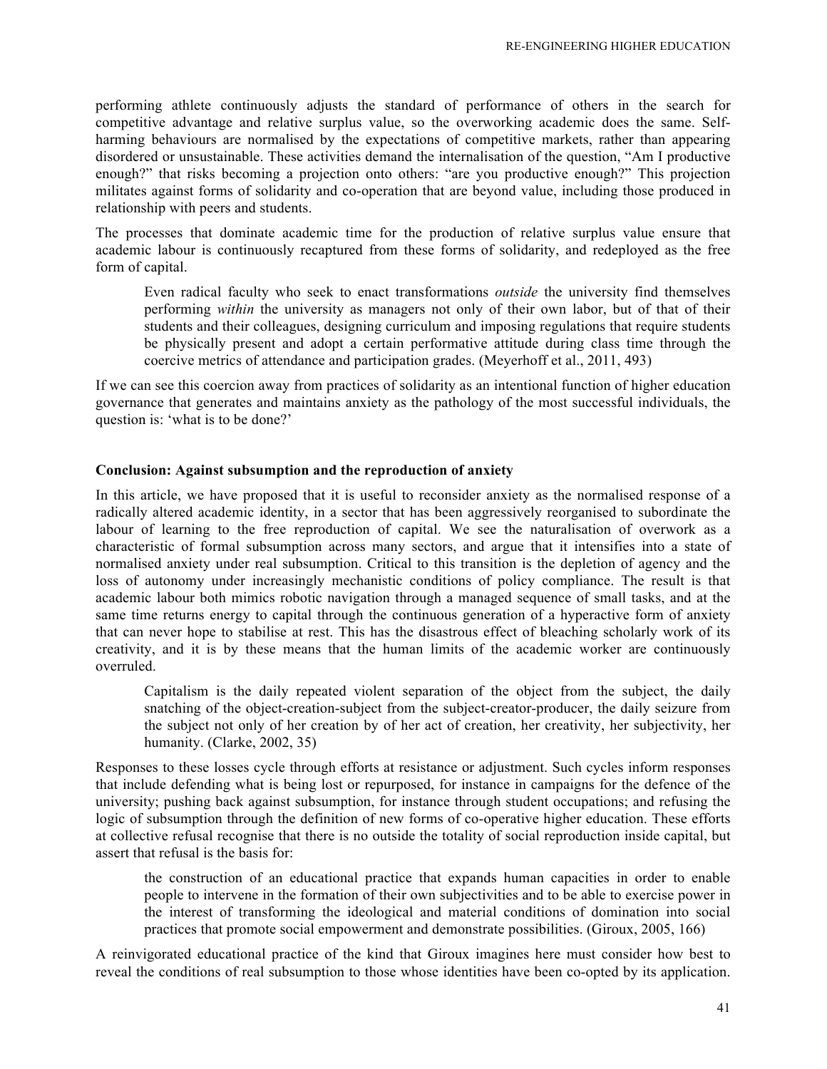performing athlete continuously adjusts the standard of performance of others in the search for competitive advantage and relative surplus value, so the overworking academic does the same. Self-harming behaviours are normalised by the expectations of competitive markets, rather than appearing disordered or unsustainable. These activities demand the internalisation of the question, "Am I productive enough?" that risks becoming a projection onto others: "are you productive enough?" This projection militates against forms of solidarity and co-operation that are beyond value, including those produced in relationship with peers and students.

The processes that dominate academic time for the production of relative surplus value ensure that academic labour is continuously recaptured from these forms of solidarity, and redeployed as the free form of capital.

> Even radical faculty who seek to enact transformations *outside* the university find themselves performing *within* the university as managers not only of their own labor, but of that of their students and their colleagues, designing curriculum and imposing regulations that require students be physically present and adopt a certain performative attitude during class time through the coercive metrics of attendance and participation grades. (Meyerhoff et al., 2011, 493)

If we can see this coercion away from practices of solidarity as an intentional function of higher education governance that generates and maintains anxiety as the pathology of the most successful individuals, the question is: 'what is to be done?'

## Conclusion: Against subsumption and the reproduction of anxiety

In this article, we have proposed that it is useful to reconsider anxiety as the normalised response of a radically altered academic identity, in a sector that has been aggressively reorganised to subordinate the labour of learning to the free reproduction of capital. We see the naturalisation of overwork as a characteristic of formal subsumption across many sectors, and argue that it intensifies into a state of normalised anxiety under real subsumption. Critical to this transition is the depletion of agency and the loss of autonomy under increasingly mechanistic conditions of policy compliance. The result is that academic labour both mimics robotic navigation through a managed sequence of small tasks, and at the same time returns energy to capital through the continuous generation of a hyperactive form of anxiety that can never hope to stabilise at rest. This has the disastrous effect of bleaching scholarly work of its creativity, and it is by these means that the human limits of the academic worker are continuously overruled.

> Capitalism is the daily repeated violent separation of the object from the subject, the daily snatching of the object-creation-subject from the subject-creator-producer, the daily seizure from the subject not only of her creation by of her act of creation, her creativity, her subjectivity, her humanity. (Clarke, 2002, 35)

Responses to these losses cycle through efforts at resistance or adjustment. Such cycles inform responses that include defending what is being lost or repurposed, for instance in campaigns for the defence of the university; pushing back against subsumption, for instance through student occupations; and refusing the logic of subsumption through the definition of new forms of co-operative higher education. These efforts at collective refusal recognise that there is no outside the totality of social reproduction inside capital, but assert that refusal is the basis for:

> the construction of an educational practice that expands human capacities in order to enable people to intervene in the formation of their own subjectivities and to be able to exercise power in the interest of transforming the ideological and material conditions of domination into social practices that promote social empowerment and demonstrate possibilities. (Giroux, 2005, 166)

A reinvigorated educational practice of the kind that Giroux imagines here must consider how best to reveal the conditions of real subsumption to those whose identities have been co-opted by its application.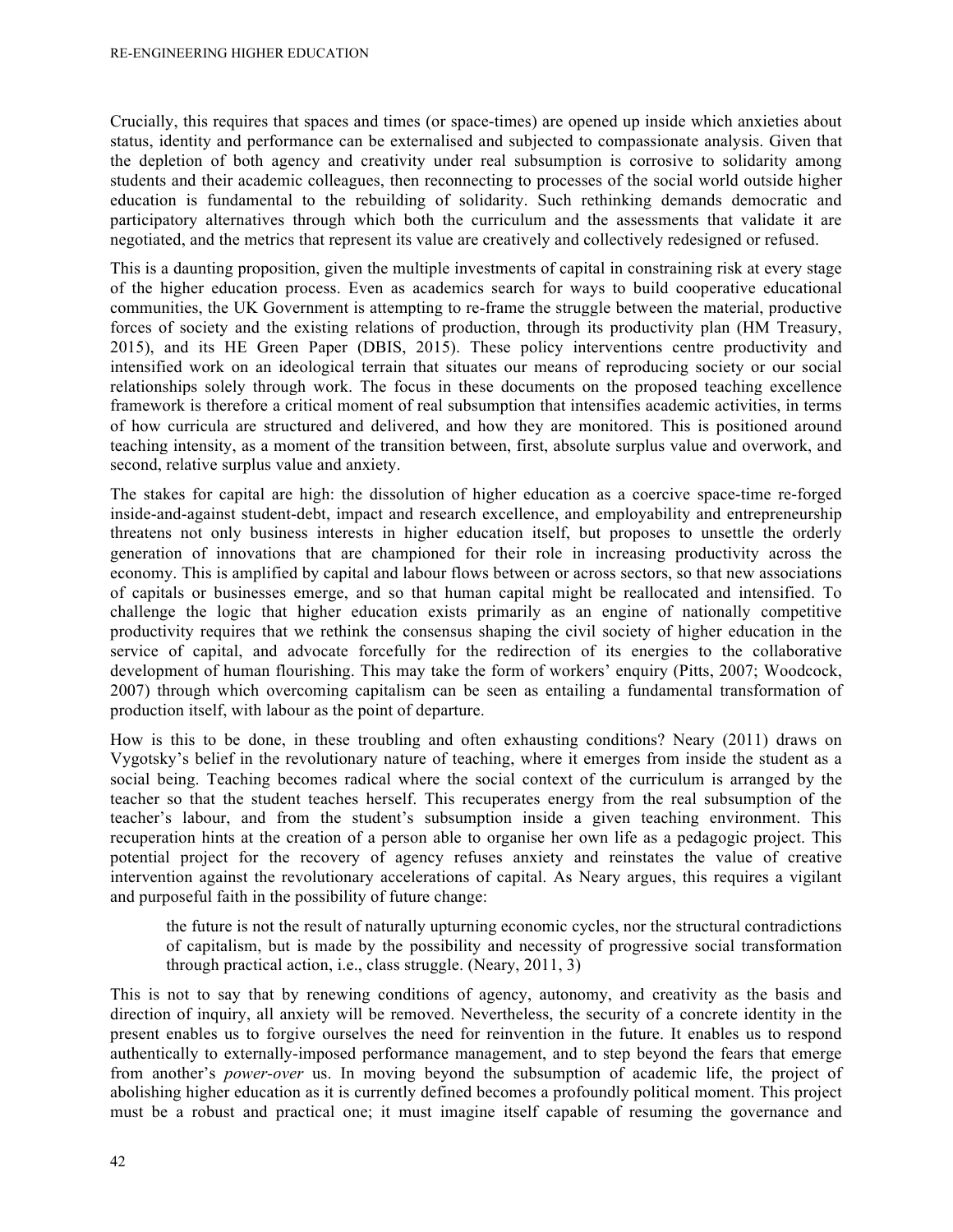Crucially, this requires that spaces and times (or space-times) are opened up inside which anxieties about status, identity and performance can be externalised and subjected to compassionate analysis. Given that the depletion of both agency and creativity under real subsumption is corrosive to solidarity among students and their academic colleagues, then reconnecting to processes of the social world outside higher education is fundamental to the rebuilding of solidarity. Such rethinking demands democratic and participatory alternatives through which both the curriculum and the assessments that validate it are negotiated, and the metrics that represent its value are creatively and collectively redesigned or refused.

This is a daunting proposition, given the multiple investments of capital in constraining risk at every stage of the higher education process. Even as academics search for ways to build cooperative educational communities, the UK Government is attempting to re-frame the struggle between the material, productive forces of society and the existing relations of production, through its productivity plan (HM Treasury, 2015), and its HE Green Paper (DBIS, 2015). These policy interventions centre productivity and intensified work on an ideological terrain that situates our means of reproducing society or our social relationships solely through work. The focus in these documents on the proposed teaching excellence framework is therefore a critical moment of real subsumption that intensifies academic activities, in terms of how curricula are structured and delivered, and how they are monitored. This is positioned around teaching intensity, as a moment of the transition between, first, absolute surplus value and overwork, and second, relative surplus value and anxiety.

The stakes for capital are high: the dissolution of higher education as a coercive space-time re-forged inside-and-against student-debt, impact and research excellence, and employability and entrepreneurship threatens not only business interests in higher education itself, but proposes to unsettle the orderly generation of innovations that are championed for their role in increasing productivity across the economy. This is amplified by capital and labour flows between or across sectors, so that new associations of capitals or businesses emerge, and so that human capital might be reallocated and intensified. To challenge the logic that higher education exists primarily as an engine of nationally competitive productivity requires that we rethink the consensus shaping the civil society of higher education in the service of capital, and advocate forcefully for the redirection of its energies to the collaborative development of human flourishing. This may take the form of workers' enquiry (Pitts, 2007; Woodcock, 2007) through which overcoming capitalism can be seen as entailing a fundamental transformation of production itself, with labour as the point of departure.

How is this to be done, in these troubling and often exhausting conditions? Neary (2011) draws on Vygotsky's belief in the revolutionary nature of teaching, where it emerges from inside the student as a social being. Teaching becomes radical where the social context of the curriculum is arranged by the teacher so that the student teaches herself. This recuperates energy from the real subsumption of the teacher's labour, and from the student's subsumption inside a given teaching environment. This recuperation hints at the creation of a person able to organise her own life as a pedagogic project. This potential project for the recovery of agency refuses anxiety and reinstates the value of creative intervention against the revolutionary accelerations of capital. As Neary argues, this requires a vigilant and purposeful faith in the possibility of future change:

> the future is not the result of naturally upturning economic cycles, nor the structural contradictions of capitalism, but is made by the possibility and necessity of progressive social transformation through practical action, i.e., class struggle. (Neary, 2011, 3)

This is not to say that by renewing conditions of agency, autonomy, and creativity as the basis and direction of inquiry, all anxiety will be removed. Nevertheless, the security of a concrete identity in the present enables us to forgive ourselves the need for reinvention in the future. It enables us to respond authentically to externally-imposed performance management, and to step beyond the fears that emerge from another's *power-over* us. In moving beyond the subsumption of academic life, the project of abolishing higher education as it is currently defined becomes a profoundly political moment. This project must be a robust and practical one; it must imagine itself capable of resuming the governance and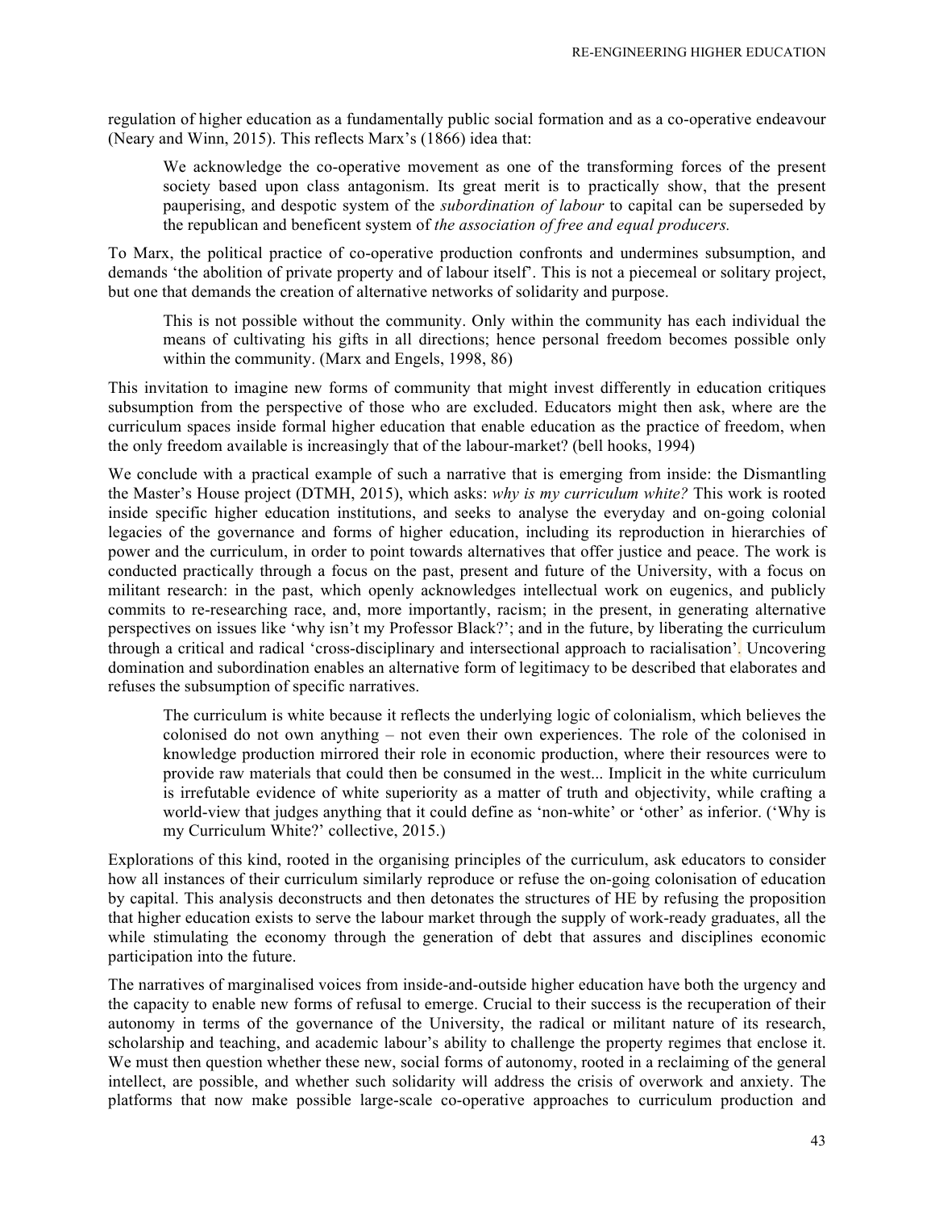regulation of higher education as a fundamentally public social formation and as a co-operative endeavour (Neary and Winn, 2015). This reflects Marx's (1866) idea that:

> We acknowledge the co-operative movement as one of the transforming forces of the present society based upon class antagonism. Its great merit is to practically show, that the present pauperising, and despotic system of the *subordination of labour* to capital can be superseded by the republican and beneficent system of *the association of free and equal producers.*

To Marx, the political practice of co-operative production confronts and undermines subsumption, and demands 'the abolition of private property and of labour itself'. This is not a piecemeal or solitary project, but one that demands the creation of alternative networks of solidarity and purpose.

> This is not possible without the community. Only within the community has each individual the means of cultivating his gifts in all directions; hence personal freedom becomes possible only within the community. (Marx and Engels, 1998, 86)

This invitation to imagine new forms of community that might invest differently in education critiques subsumption from the perspective of those who are excluded. Educators might then ask, where are the curriculum spaces inside formal higher education that enable education as the practice of freedom, when the only freedom available is increasingly that of the labour-market? (bell hooks, 1994)

We conclude with a practical example of such a narrative that is emerging from inside: the Dismantling the Master's House project (DTMH, 2015), which asks: *why is my curriculum white?* This work is rooted inside specific higher education institutions, and seeks to analyse the everyday and on-going colonial legacies of the governance and forms of higher education, including its reproduction in hierarchies of power and the curriculum, in order to point towards alternatives that offer justice and peace. The work is conducted practically through a focus on the past, present and future of the University, with a focus on militant research: in the past, which openly acknowledges intellectual work on eugenics, and publicly commits to re-researching race, and, more importantly, racism; in the present, in generating alternative perspectives on issues like 'why isn't my Professor Black?'; and in the future, by liberating the curriculum through a critical and radical 'cross-disciplinary and intersectional approach to racialisation'. Uncovering domination and subordination enables an alternative form of legitimacy to be described that elaborates and refuses the subsumption of specific narratives.

> The curriculum is white because it reflects the underlying logic of colonialism, which believes the colonised do not own anything – not even their own experiences. The role of the colonised in knowledge production mirrored their role in economic production, where their resources were to provide raw materials that could then be consumed in the west... Implicit in the white curriculum is irrefutable evidence of white superiority as a matter of truth and objectivity, while crafting a world-view that judges anything that it could define as 'non-white' or 'other' as inferior. ('Why is my Curriculum White?' collective, 2015.)

Explorations of this kind, rooted in the organising principles of the curriculum, ask educators to consider how all instances of their curriculum similarly reproduce or refuse the on-going colonisation of education by capital. This analysis deconstructs and then detonates the structures of HE by refusing the proposition that higher education exists to serve the labour market through the supply of work-ready graduates, all the while stimulating the economy through the generation of debt that assures and disciplines economic participation into the future.

The narratives of marginalised voices from inside-and-outside higher education have both the urgency and the capacity to enable new forms of refusal to emerge. Crucial to their success is the recuperation of their autonomy in terms of the governance of the University, the radical or militant nature of its research, scholarship and teaching, and academic labour's ability to challenge the property regimes that enclose it. We must then question whether these new, social forms of autonomy, rooted in a reclaiming of the general intellect, are possible, and whether such solidarity will address the crisis of overwork and anxiety. The platforms that now make possible large-scale co-operative approaches to curriculum production and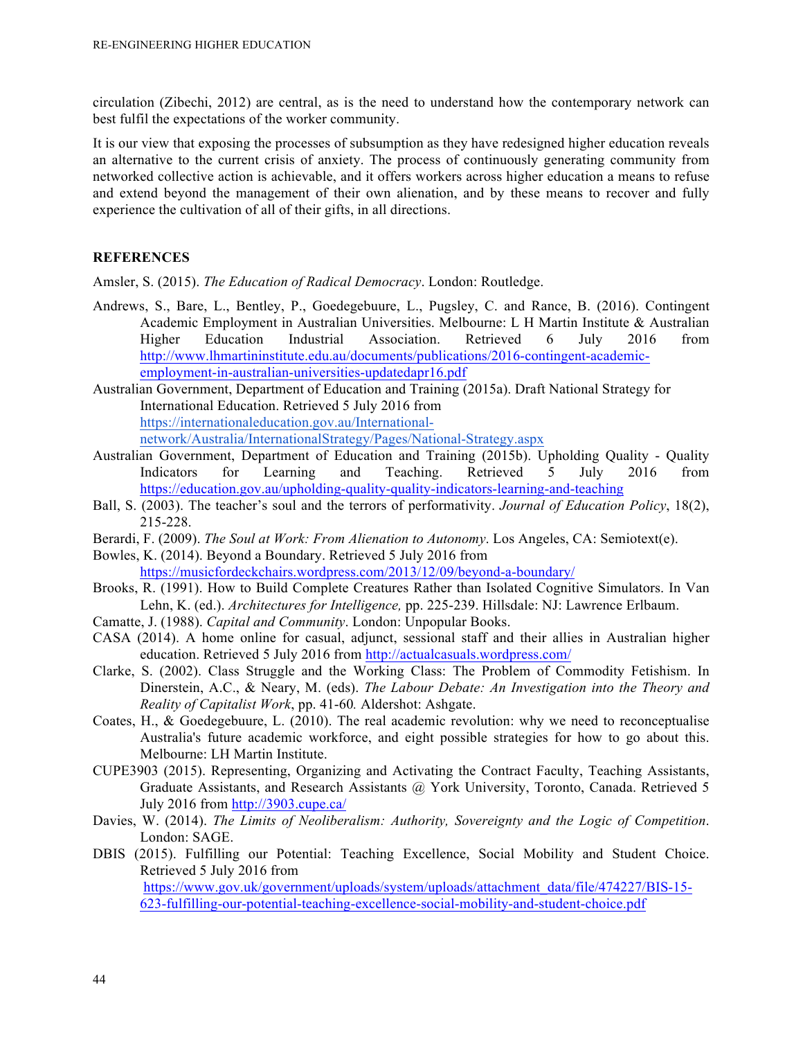circulation (Zibechi, 2012) are central, as is the need to understand how the contemporary network can best fulfil the expectations of the worker community.

It is our view that exposing the processes of subsumption as they have redesigned higher education reveals an alternative to the current crisis of anxiety. The process of continuously generating community from networked collective action is achievable, and it offers workers across higher education a means to refuse and extend beyond the management of their own alienation, and by these means to recover and fully experience the cultivation of all of their gifts, in all directions.

## REFERENCES

Amsler, S. (2015). *The Education of Radical Democracy*. London: Routledge.

Andrews, S., Bare, L., Bentley, P., Goedegebuure, L., Pugsley, C. and Rance, B. (2016). Contingent Academic Employment in Australian Universities. Melbourne: L H Martin Institute & Australian Higher Education Industrial Association. Retrieved 6 July 2016 from http://www.lhmartininstitute.edu.au/documents/publications/2016-contingent-academic-employment-in-australian-universities-updatedapr16.pdf

Australian Government, Department of Education and Training (2015a). Draft National Strategy for International Education. Retrieved 5 July 2016 from https://internationaleducation.gov.au/International-network/Australia/InternationalStrategy/Pages/National-Strategy.aspx

Australian Government, Department of Education and Training (2015b). Upholding Quality - Quality Indicators for Learning and Teaching. Retrieved 5 July 2016 from https://education.gov.au/upholding-quality-quality-indicators-learning-and-teaching

Ball, S. (2003). The teacher's soul and the terrors of performativity. *Journal of Education Policy*, 18(2), 215-228.

Berardi, F. (2009). *The Soul at Work: From Alienation to Autonomy*. Los Angeles, CA: Semiotext(e).

Bowles, K. (2014). Beyond a Boundary. Retrieved 5 July 2016 from https://musicfordeckchairs.wordpress.com/2013/12/09/beyond-a-boundary/

Brooks, R. (1991). How to Build Complete Creatures Rather than Isolated Cognitive Simulators. In Van Lehn, K. (ed.). *Architectures for Intelligence,* pp. 225-239. Hillsdale: NJ: Lawrence Erlbaum.

Camatte, J. (1988). *Capital and Community*. London: Unpopular Books.

CASA (2014). A home online for casual, adjunct, sessional staff and their allies in Australian higher education. Retrieved 5 July 2016 from http://actualcasuals.wordpress.com/

Clarke, S. (2002). Class Struggle and the Working Class: The Problem of Commodity Fetishism. In Dinerstein, A.C., & Neary, M. (eds). *The Labour Debate: An Investigation into the Theory and Reality of Capitalist Work*, pp. 41-60*.* Aldershot: Ashgate.

Coates, H., & Goedegebuure, L. (2010). The real academic revolution: why we need to reconceptualise Australia's future academic workforce, and eight possible strategies for how to go about this. Melbourne: LH Martin Institute.

CUPE3903 (2015). Representing, Organizing and Activating the Contract Faculty, Teaching Assistants, Graduate Assistants, and Research Assistants @ York University, Toronto, Canada. Retrieved 5 July 2016 from http://3903.cupe.ca/

Davies, W. (2014). *The Limits of Neoliberalism: Authority, Sovereignty and the Logic of Competition*. London: SAGE.

DBIS (2015). Fulfilling our Potential: Teaching Excellence, Social Mobility and Student Choice. Retrieved 5 July 2016 from https://www.gov.uk/government/uploads/system/uploads/attachment_data/file/474227/BIS-15-623-fulfilling-our-potential-teaching-excellence-social-mobility-and-student-choice.pdf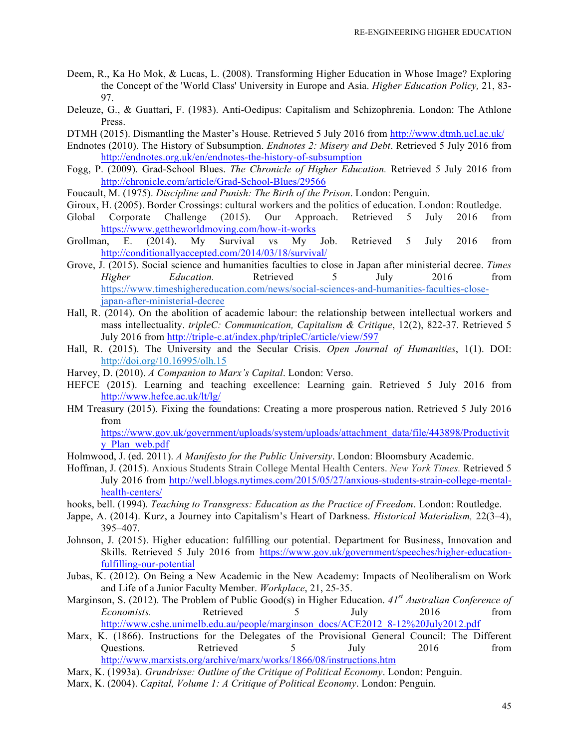Deem, R., Ka Ho Mok, & Lucas, L. (2008). Transforming Higher Education in Whose Image? Exploring the Concept of the 'World Class' University in Europe and Asia. *Higher Education Policy,* 21, 83-97.

Deleuze, G., & Guattari, F. (1983). Anti-Oedipus: Capitalism and Schizophrenia. London: The Athlone Press.

DTMH (2015). Dismantling the Master's House. Retrieved 5 July 2016 from http://www.dtmh.ucl.ac.uk/

Endnotes (2010). The History of Subsumption. *Endnotes 2: Misery and Debt*. Retrieved 5 July 2016 from http://endnotes.org.uk/en/endnotes-the-history-of-subsumption

Fogg, P. (2009). Grad-School Blues. *The Chronicle of Higher Education.* Retrieved 5 July 2016 from http://chronicle.com/article/Grad-School-Blues/29566

Foucault, M. (1975). *Discipline and Punish: The Birth of the Prison*. London: Penguin.

Giroux, H. (2005). Border Crossings: cultural workers and the politics of education. London: Routledge.

Global Corporate Challenge (2015). Our Approach. Retrieved 5 July 2016 from https://www.gettheworldmoving.com/how-it-works

Grollman, E. (2014). My Survival vs My Job. Retrieved 5 July 2016 from http://conditionallyaccepted.com/2014/03/18/survival/

Grove, J. (2015). Social science and humanities faculties to close in Japan after ministerial decree. *Times Higher Education.* Retrieved 5 July 2016 from https://www.timeshighereducation.com/news/social-sciences-and-humanities-faculties-close-japan-after-ministerial-decree

Hall, R. (2014). On the abolition of academic labour: the relationship between intellectual workers and mass intellectuality. *tripleC: Communication, Capitalism & Critique*, 12(2), 822-37. Retrieved 5 July 2016 from http://triple-c.at/index.php/tripleC/article/view/597

Hall, R. (2015). The University and the Secular Crisis. *Open Journal of Humanities*, 1(1). DOI: http://doi.org/10.16995/olh.15

Harvey, D. (2010). *A Companion to Marx's Capital*. London: Verso.

HEFCE (2015). Learning and teaching excellence: Learning gain. Retrieved 5 July 2016 from http://www.hefce.ac.uk/lt/lg/

HM Treasury (2015). Fixing the foundations: Creating a more prosperous nation. Retrieved 5 July 2016 from https://www.gov.uk/government/uploads/system/uploads/attachment_data/file/443898/Productivity_Plan_web.pdf

Holmwood, J. (ed. 2011). *A Manifesto for the Public University*. London: Bloomsbury Academic.

Hoffman, J. (2015). Anxious Students Strain College Mental Health Centers. *New York Times.* Retrieved 5 July 2016 from http://well.blogs.nytimes.com/2015/05/27/anxious-students-strain-college-mental-health-centers/

hooks, bell. (1994). *Teaching to Transgress: Education as the Practice of Freedom*. London: Routledge.

Jappe, A. (2014). Kurz, a Journey into Capitalism's Heart of Darkness. *Historical Materialism,* 22(3–4), 395–407.

Johnson, J. (2015). Higher education: fulfilling our potential. Department for Business, Innovation and Skills. Retrieved 5 July 2016 from https://www.gov.uk/government/speeches/higher-education-fulfilling-our-potential

Jubas, K. (2012). On Being a New Academic in the New Academy: Impacts of Neoliberalism on Work and Life of a Junior Faculty Member. *Workplace*, 21, 25-35.

Marginson, S. (2012). The Problem of Public Good(s) in Higher Education. *41st Australian Conference of Economists.* Retrieved 5 July 2016 from http://www.cshe.unimelb.edu.au/people/marginson_docs/ACE2012_8-12%20July2012.pdf

Marx, K. (1866). Instructions for the Delegates of the Provisional General Council: The Different Questions. Retrieved 5 July 2016 from http://www.marxists.org/archive/marx/works/1866/08/instructions.htm

Marx, K. (1993a). *Grundrisse: Outline of the Critique of Political Economy*. London: Penguin.

Marx, K. (2004). *Capital, Volume 1: A Critique of Political Economy*. London: Penguin.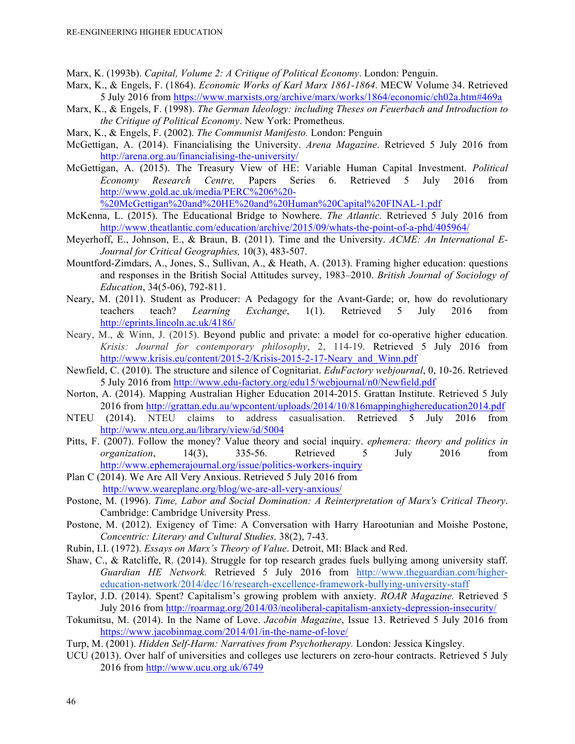Marx, K. (1993b). *Capital, Volume 2: A Critique of Political Economy*. London: Penguin.

Marx, K., & Engels, F. (1864). *Economic Works of Karl Marx 1861-1864*. MECW Volume 34. Retrieved 5 July 2016 from https://www.marxists.org/archive/marx/works/1864/economic/ch02a.htm#469a

Marx, K., & Engels, F. (1998). *The German Ideology: including Theses on Feuerbach and Introduction to the Critique of Political Economy*. New York: Prometheus.

Marx, K., & Engels, F. (2002). *The Communist Manifesto.* London: Penguin

McGettigan, A. (2014). Financialising the University. *Arena Magazine*. Retrieved 5 July 2016 from http://arena.org.au/financialising-the-university/

McGettigan, A. (2015). The Treasury View of HE: Variable Human Capital Investment. *Political Economy Research Centre,* Papers Series 6. Retrieved 5 July 2016 from http://www.gold.ac.uk/media/PERC%206%20-%20McGettigan%20and%20HE%20and%20Human%20Capital%20FINAL-1.pdf

McKenna, L. (2015). The Educational Bridge to Nowhere. *The Atlantic.* Retrieved 5 July 2016 from http://www.theatlantic.com/education/archive/2015/09/whats-the-point-of-a-phd/405964/

Meyerhoff, E., Johnson, E., & Braun, B. (2011). Time and the University. *ACME: An International E-Journal for Critical Geographies,* 10(3), 483-507.

Mountford-Zimdars, A., Jones, S., Sullivan, A., & Heath, A. (2013). Framing higher education: questions and responses in the British Social Attitudes survey, 1983–2010. *British Journal of Sociology of Education*, 34(5-06), 792-811.

Neary, M. (2011). Student as Producer: A Pedagogy for the Avant-Garde; or, how do revolutionary teachers teach? *Learning Exchange*, 1(1). Retrieved 5 July 2016 from http://eprints.lincoln.ac.uk/4186/

Neary, M., & Winn, J. (2015). Beyond public and private: a model for co-operative higher education. *Krisis: Journal for contemporary philosophy*, 2, 114-19. Retrieved 5 July 2016 from http://www.krisis.eu/content/2015-2/Krisis-2015-2-17-Neary_and_Winn.pdf

Newfield, C. (2010). The structure and silence of Cognitariat. *EduFactory webjournal*, 0, 10-26. Retrieved 5 July 2016 from http://www.edu-factory.org/edu15/webjournal/n0/Newfield.pdf

Norton, A. (2014). Mapping Australian Higher Education 2014-2015. Grattan Institute. Retrieved 5 July 2016 from http://grattan.edu.au/wpcontent/uploads/2014/10/816mappinghighereducation2014.pdf

NTEU (2014). NTEU claims to address casualisation. Retrieved 5 July 2016 from http://www.nteu.org.au/library/view/id/5004

Pitts, F. (2007). Follow the money? Value theory and social inquiry. *ephemera: theory and politics in organization*, 14(3), 335-56. Retrieved 5 July 2016 from http://www.ephemerajournal.org/issue/politics-workers-inquiry

Plan C (2014). We Are All Very Anxious. Retrieved 5 July 2016 from http://www.weareplanc.org/blog/we-are-all-very-anxious/

Postone, M. (1996). *Time, Labor and Social Domination: A Reinterpretation of Marx's Critical Theory*. Cambridge: Cambridge University Press.

Postone, M. (2012). Exigency of Time: A Conversation with Harry Harootunian and Moishe Postone, *Concentric: Literary and Cultural Studies,* 38(2), 7-43.

Rubin, I.I. (1972). *Essays on Marx's Theory of Value*. Detroit, MI: Black and Red.

Shaw, C., & Ratcliffe, R. (2014). Struggle for top research grades fuels bullying among university staff. *Guardian HE Network.* Retrieved 5 July 2016 from http://www.theguardian.com/higher-education-network/2014/dec/16/research-excellence-framework-bullying-university-staff

Taylor, J.D. (2014). Spent? Capitalism's growing problem with anxiety. *ROAR Magazine.* Retrieved 5 July 2016 from http://roarmag.org/2014/03/neoliberal-capitalism-anxiety-depression-insecurity/

Tokumitsu, M. (2014). In the Name of Love. *Jacobin Magazine*, Issue 13. Retrieved 5 July 2016 from https://www.jacobinmag.com/2014/01/in-the-name-of-love/

Turp, M. (2001). *Hidden Self-Harm: Narratives from Psychotherapy.* London: Jessica Kingsley.

UCU (2013). Over half of universities and colleges use lecturers on zero-hour contracts. Retrieved 5 July 2016 from http://www.ucu.org.uk/6749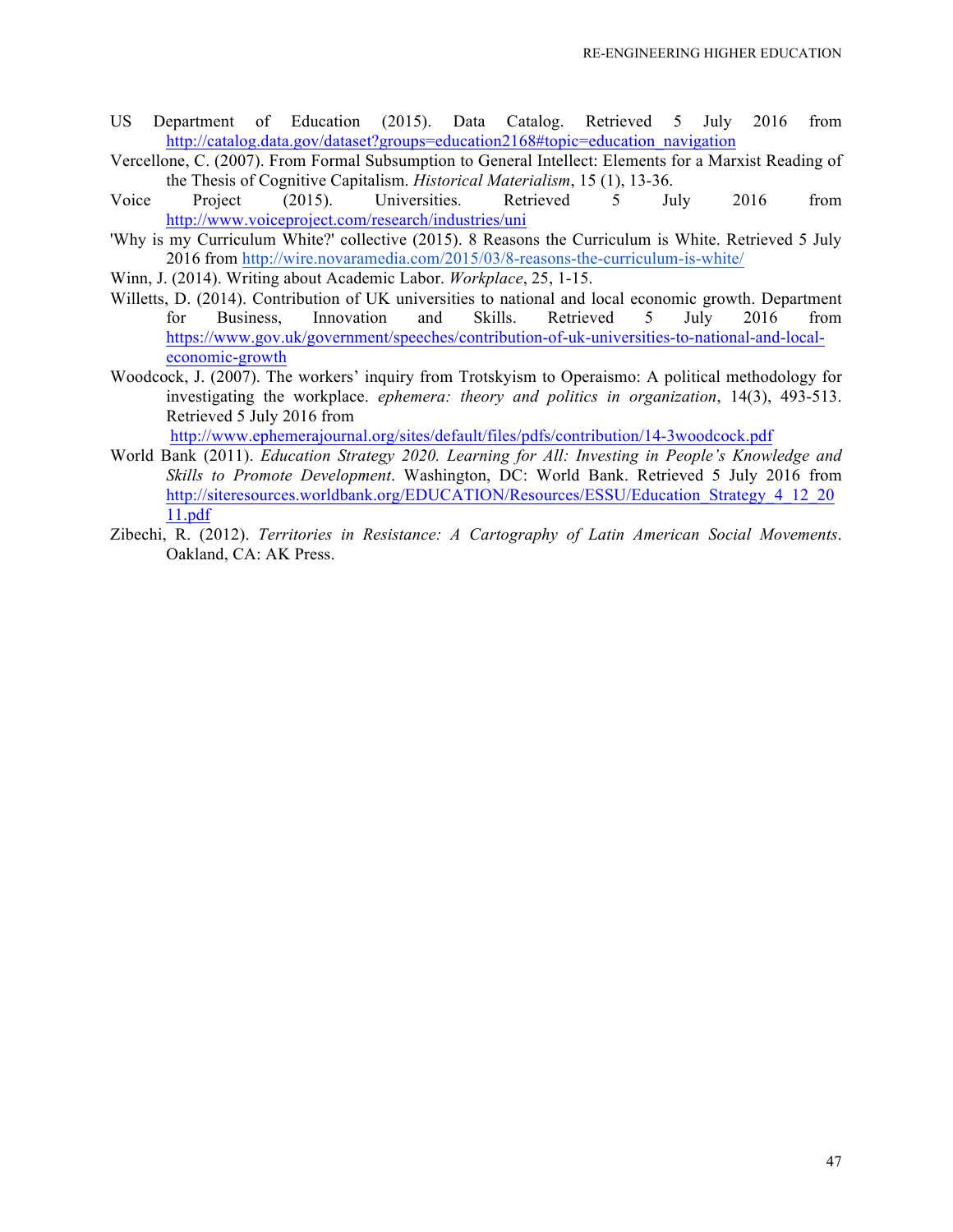US Department of Education (2015). Data Catalog. Retrieved 5 July 2016 from http://catalog.data.gov/dataset?groups=education2168#topic=education_navigation

Vercellone, C. (2007). From Formal Subsumption to General Intellect: Elements for a Marxist Reading of the Thesis of Cognitive Capitalism. *Historical Materialism*, 15 (1), 13-36.

Voice Project (2015). Universities. Retrieved 5 July 2016 from http://www.voiceproject.com/research/industries/uni

'Why is my Curriculum White?' collective (2015). 8 Reasons the Curriculum is White. Retrieved 5 July 2016 from http://wire.novaramedia.com/2015/03/8-reasons-the-curriculum-is-white/

Winn, J. (2014). Writing about Academic Labor. *Workplace*, 25, 1-15.

Willetts, D. (2014). Contribution of UK universities to national and local economic growth. Department for Business, Innovation and Skills. Retrieved 5 July 2016 from https://www.gov.uk/government/speeches/contribution-of-uk-universities-to-national-and-local-economic-growth

Woodcock, J. (2007). The workers' inquiry from Trotskyism to Operaismo: A political methodology for investigating the workplace. *ephemera: theory and politics in organization*, 14(3), 493-513. Retrieved 5 July 2016 from http://www.ephemerajournal.org/sites/default/files/pdfs/contribution/14-3woodcock.pdf

World Bank (2011). *Education Strategy 2020. Learning for All: Investing in People's Knowledge and Skills to Promote Development*. Washington, DC: World Bank. Retrieved 5 July 2016 from http://siteresources.worldbank.org/EDUCATION/Resources/ESSU/Education_Strategy_4_12_2011.pdf

Zibechi, R. (2012). *Territories in Resistance: A Cartography of Latin American Social Movements*. Oakland, CA: AK Press.